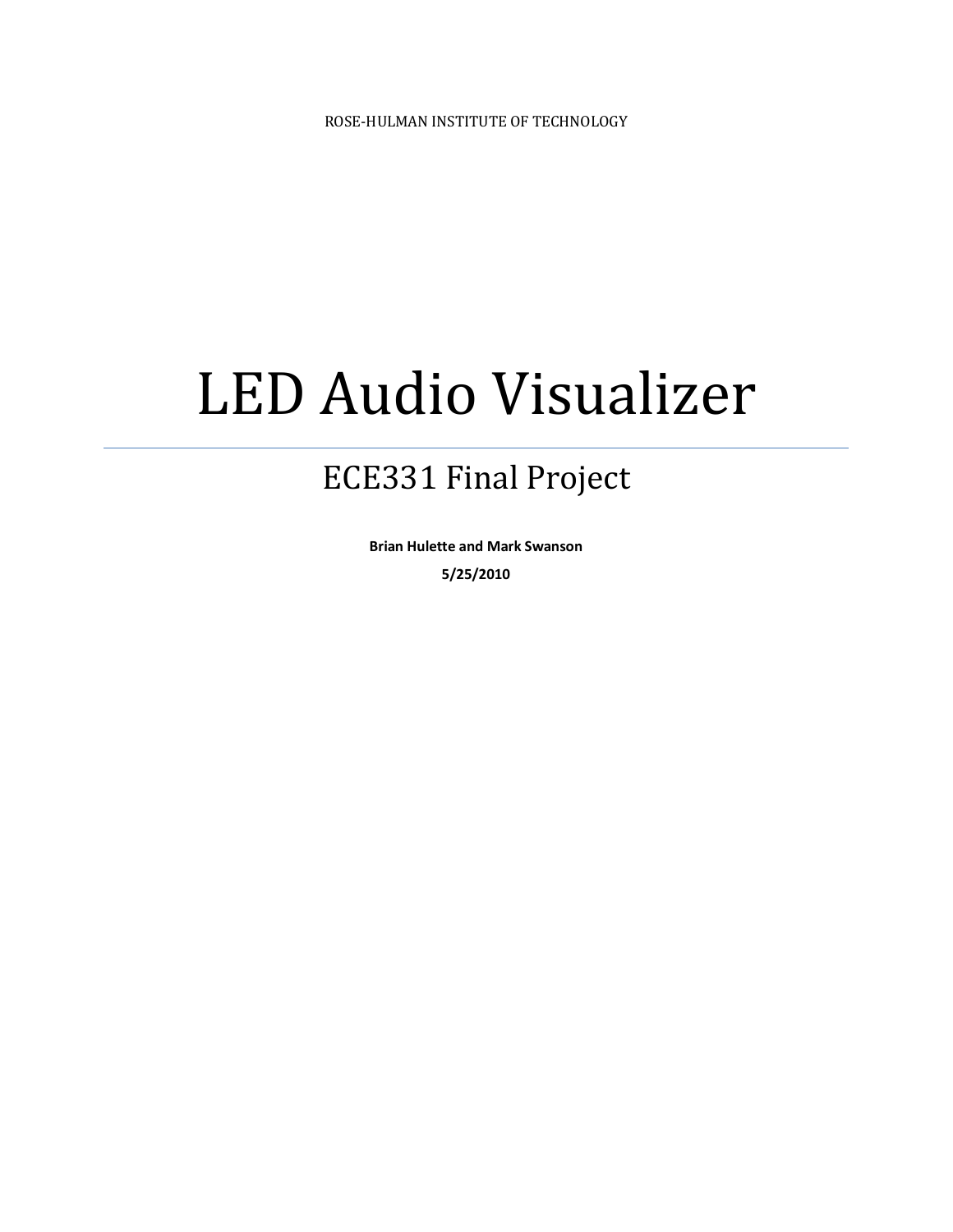ROSE-HULMAN INSTITUTE OF TECHNOLOGY

# LED Audio Visualizer

## ECE331 Final Project

**Brian Hulette and Mark Swanson**

**5/25/2010**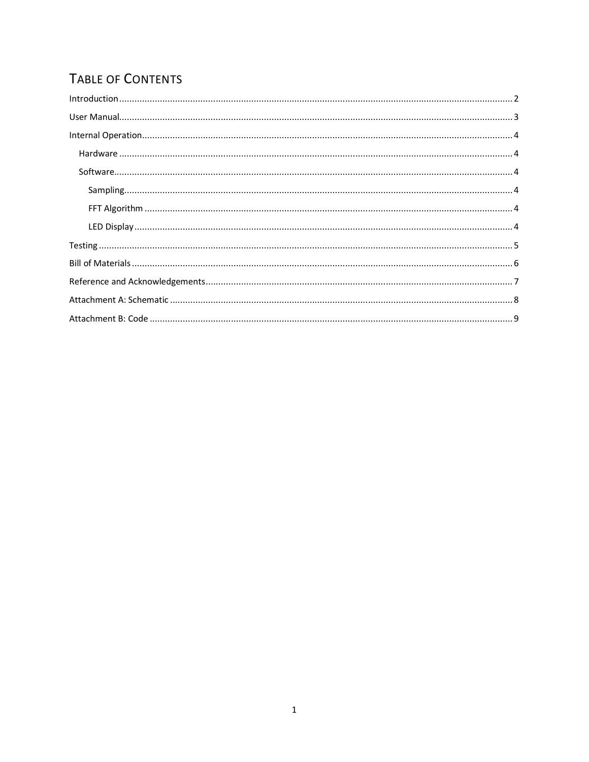## Table of Contents

Introduction ........ 2

User Manual ........ 3

Internal Operation ........ 4

- Hardware ........ 4
- Software ........ 4
  - Sampling ........ 4
  - FFT Algorithm ........ 4
  - LED Display ........ 4

Testing ........ 5

Bill of Materials ........ 6

Reference and Acknowledgements ........ 7

Attachment A: Schematic ........ 8

Attachment B: Code ........ 9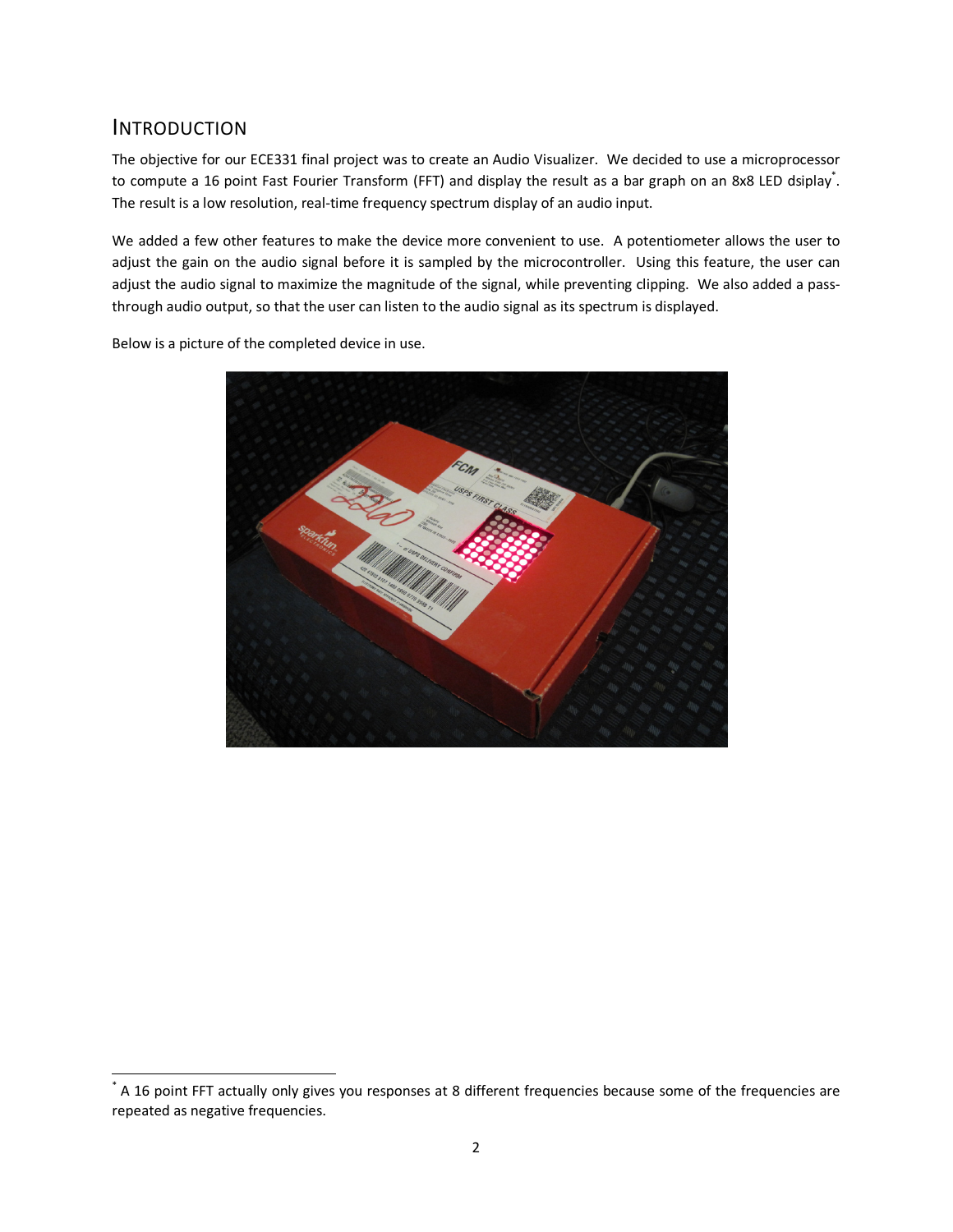## INTRODUCTION

The objective for our ECE331 final project was to create an Audio Visualizer. We decided to use a microprocessor to compute a 16 point Fast Fourier Transform (FFT) and display the result as a bar graph on an 8x8 LED dsiplay[*]. The result is a low resolution, real-time frequency spectrum display of an audio input.

We added a few other features to make the device more convenient to use. A potentiometer allows the user to adjust the gain on the audio signal before it is sampled by the microcontroller. Using this feature, the user can adjust the audio signal to maximize the magnitude of the signal, while preventing clipping. We also added a pass-through audio output, so that the user can listen to the audio signal as its spectrum is displayed.

Below is a picture of the completed device in use.

[*] A 16 point FFT actually only gives you responses at 8 different frequencies because some of the frequencies are repeated as negative frequencies.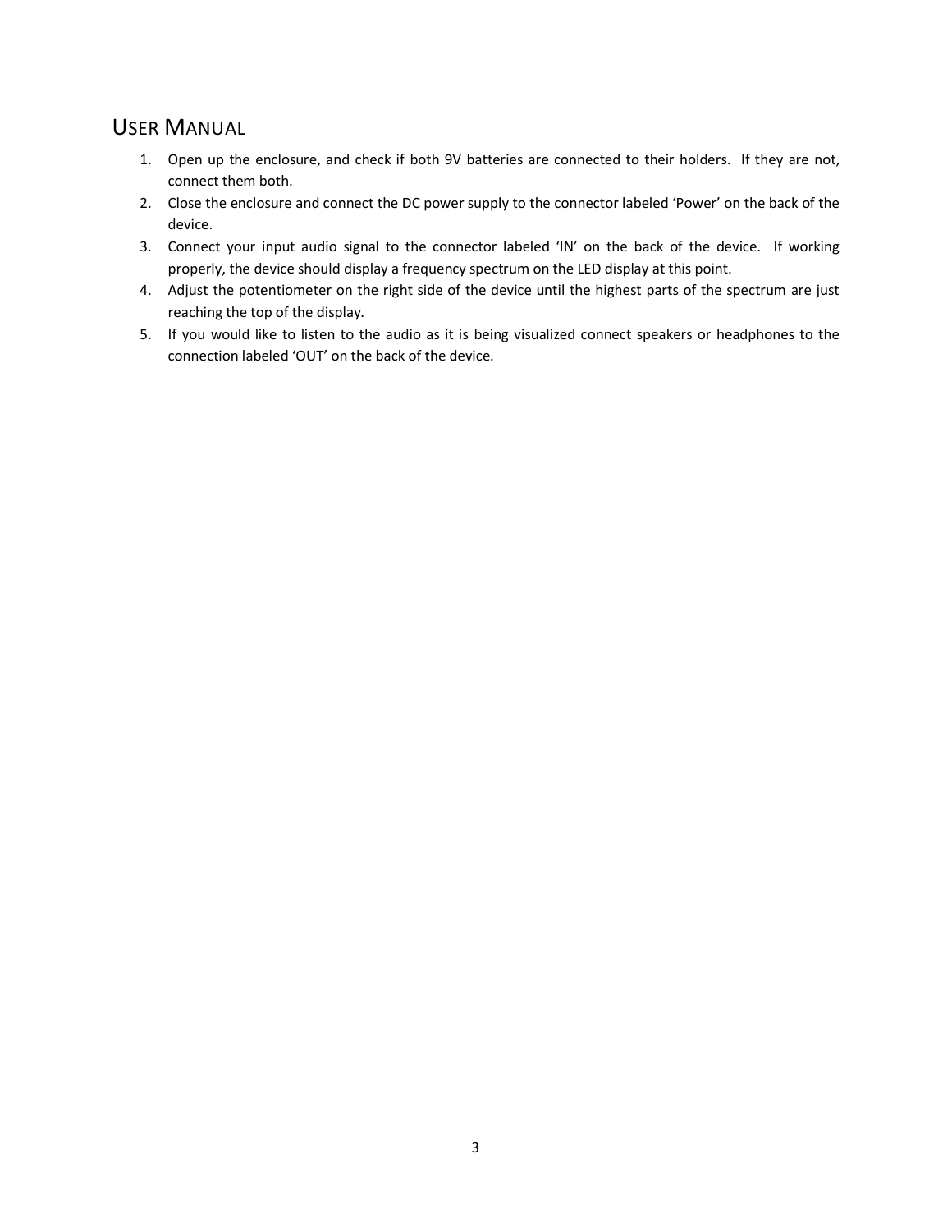## User Manual

1. Open up the enclosure, and check if both 9V batteries are connected to their holders. If they are not, connect them both.
2. Close the enclosure and connect the DC power supply to the connector labeled ‘Power’ on the back of the device.
3. Connect your input audio signal to the connector labeled ‘IN’ on the back of the device. If working properly, the device should display a frequency spectrum on the LED display at this point.
4. Adjust the potentiometer on the right side of the device until the highest parts of the spectrum are just reaching the top of the display.
5. If you would like to listen to the audio as it is being visualized connect speakers or headphones to the connection labeled ‘OUT’ on the back of the device.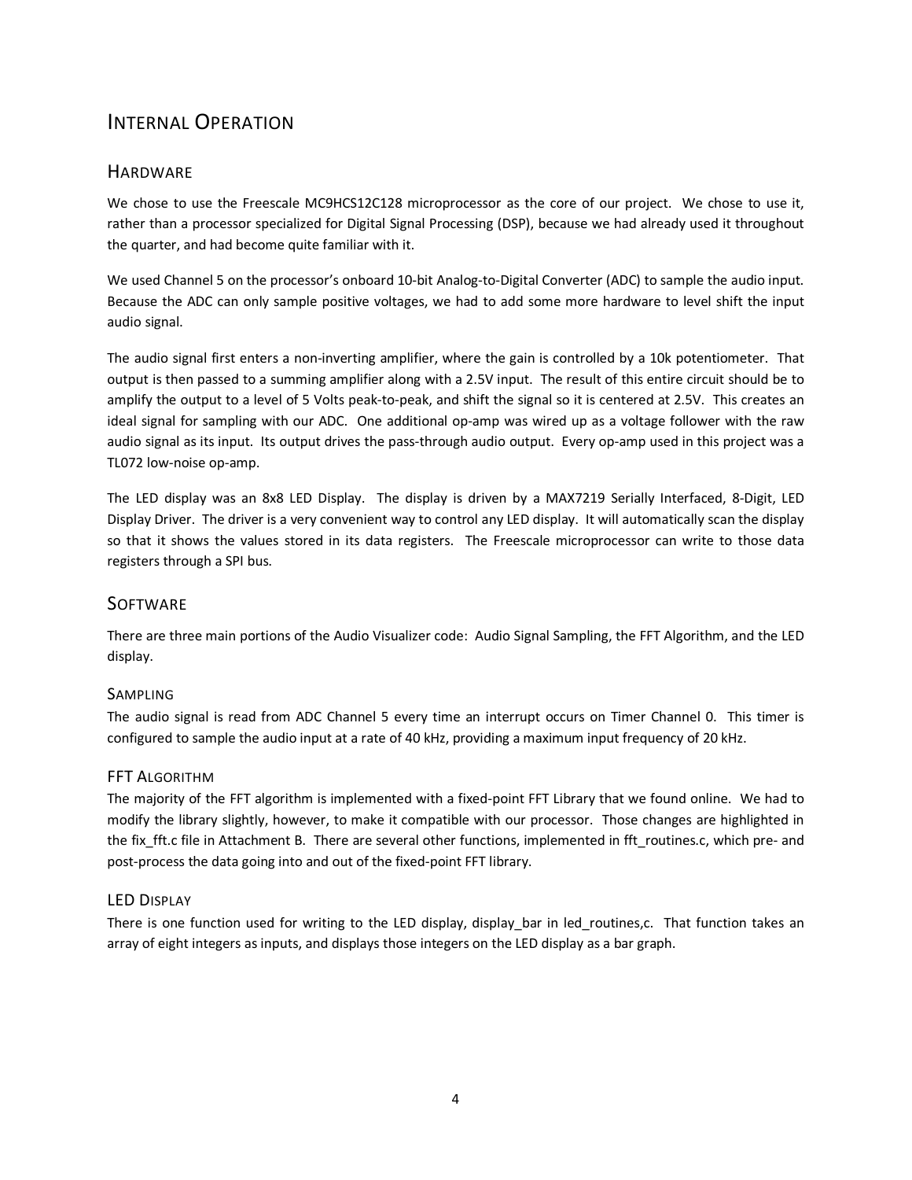# Internal Operation

## Hardware

We chose to use the Freescale MC9HCS12C128 microprocessor as the core of our project. We chose to use it, rather than a processor specialized for Digital Signal Processing (DSP), because we had already used it throughout the quarter, and had become quite familiar with it.

We used Channel 5 on the processor's onboard 10-bit Analog-to-Digital Converter (ADC) to sample the audio input. Because the ADC can only sample positive voltages, we had to add some more hardware to level shift the input audio signal.

The audio signal first enters a non-inverting amplifier, where the gain is controlled by a 10k potentiometer. That output is then passed to a summing amplifier along with a 2.5V input. The result of this entire circuit should be to amplify the output to a level of 5 Volts peak-to-peak, and shift the signal so it is centered at 2.5V. This creates an ideal signal for sampling with our ADC. One additional op-amp was wired up as a voltage follower with the raw audio signal as its input. Its output drives the pass-through audio output. Every op-amp used in this project was a TL072 low-noise op-amp.

The LED display was an 8x8 LED Display. The display is driven by a MAX7219 Serially Interfaced, 8-Digit, LED Display Driver. The driver is a very convenient way to control any LED display. It will automatically scan the display so that it shows the values stored in its data registers. The Freescale microprocessor can write to those data registers through a SPI bus.

## Software

There are three main portions of the Audio Visualizer code: Audio Signal Sampling, the FFT Algorithm, and the LED display.

### Sampling

The audio signal is read from ADC Channel 5 every time an interrupt occurs on Timer Channel 0. This timer is configured to sample the audio input at a rate of 40 kHz, providing a maximum input frequency of 20 kHz.

### FFT Algorithm

The majority of the FFT algorithm is implemented with a fixed-point FFT Library that we found online. We had to modify the library slightly, however, to make it compatible with our processor. Those changes are highlighted in the fix_fft.c file in Attachment B. There are several other functions, implemented in fft_routines.c, which pre- and post-process the data going into and out of the fixed-point FFT library.

### LED Display

There is one function used for writing to the LED display, display_bar in led_routines,c. That function takes an array of eight integers as inputs, and displays those integers on the LED display as a bar graph.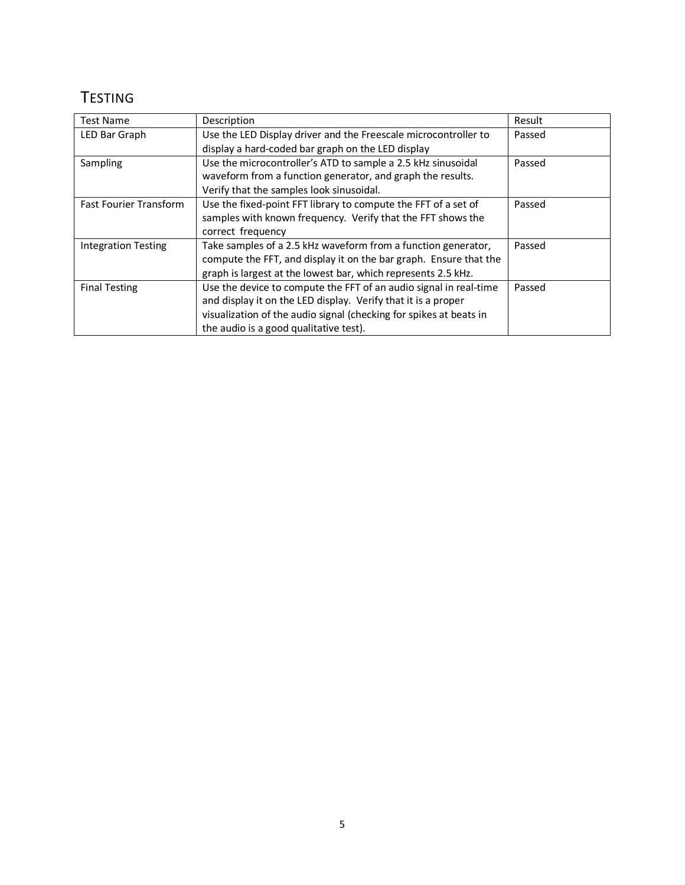## TESTING

| Test Name | Description | Result |
|---|---|---|
| LED Bar Graph | Use the LED Display driver and the Freescale microcontroller to display a hard-coded bar graph on the LED display | Passed |
| Sampling | Use the microcontroller's ATD to sample a 2.5 kHz sinusoidal waveform from a function generator, and graph the results. Verify that the samples look sinusoidal. | Passed |
| Fast Fourier Transform | Use the fixed-point FFT library to compute the FFT of a set of samples with known frequency. Verify that the FFT shows the correct frequency | Passed |
| Integration Testing | Take samples of a 2.5 kHz waveform from a function generator, compute the FFT, and display it on the bar graph. Ensure that the graph is largest at the lowest bar, which represents 2.5 kHz. | Passed |
| Final Testing | Use the device to compute the FFT of an audio signal in real-time and display it on the LED display. Verify that it is a proper visualization of the audio signal (checking for spikes at beats in the audio is a good qualitative test). | Passed |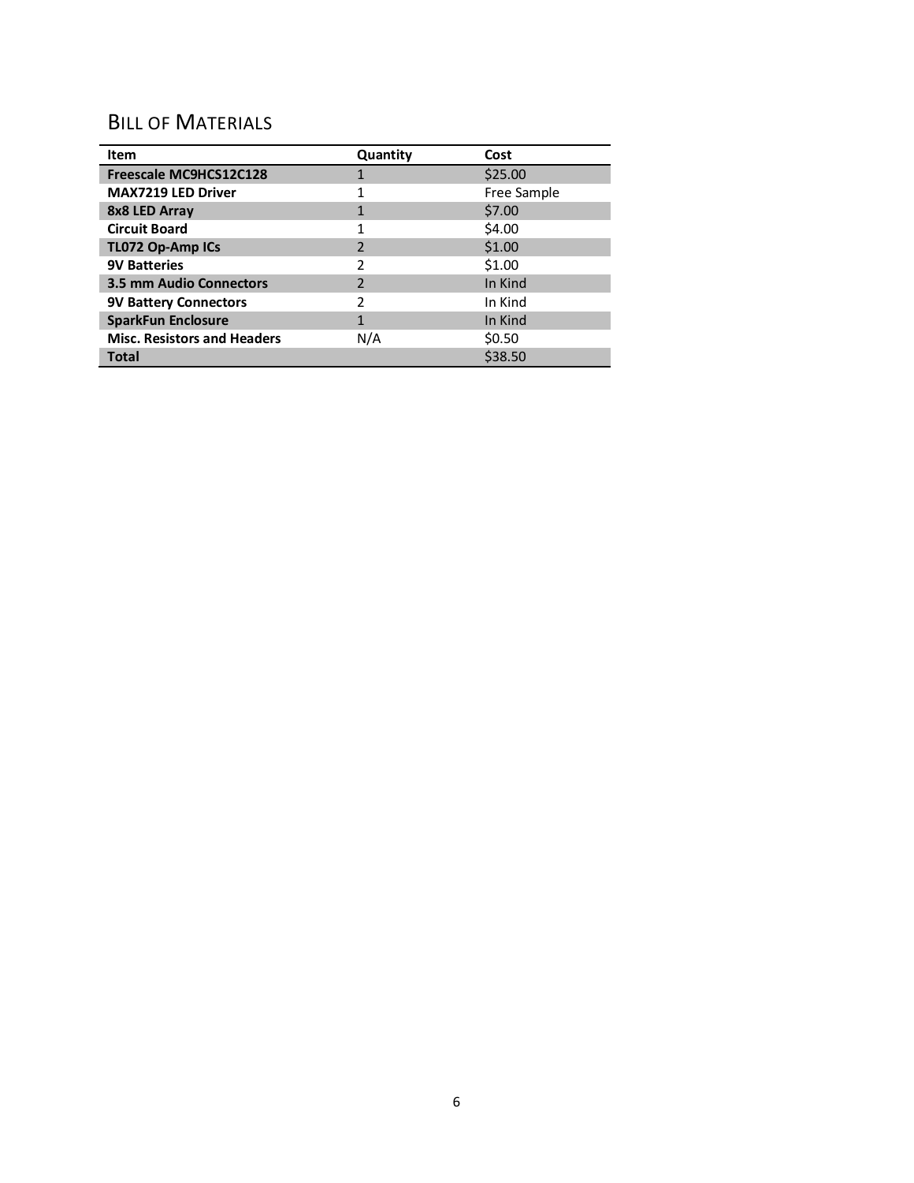## Bill of Materials

| Item | Quantity | Cost |
|---|---|---|
| **Freescale MC9HCS12C128** | 1 | $25.00 |
| **MAX7219 LED Driver** | 1 | Free Sample |
| **8x8 LED Array** | 1 | $7.00 |
| **Circuit Board** | 1 | $4.00 |
| **TL072 Op-Amp ICs** | 2 | $1.00 |
| **9V Batteries** | 2 | $1.00 |
| **3.5 mm Audio Connectors** | 2 | In Kind |
| **9V Battery Connectors** | 2 | In Kind |
| **SparkFun Enclosure** | 1 | In Kind |
| **Misc. Resistors and Headers** | N/A | $0.50 |
| **Total** | | $38.50 |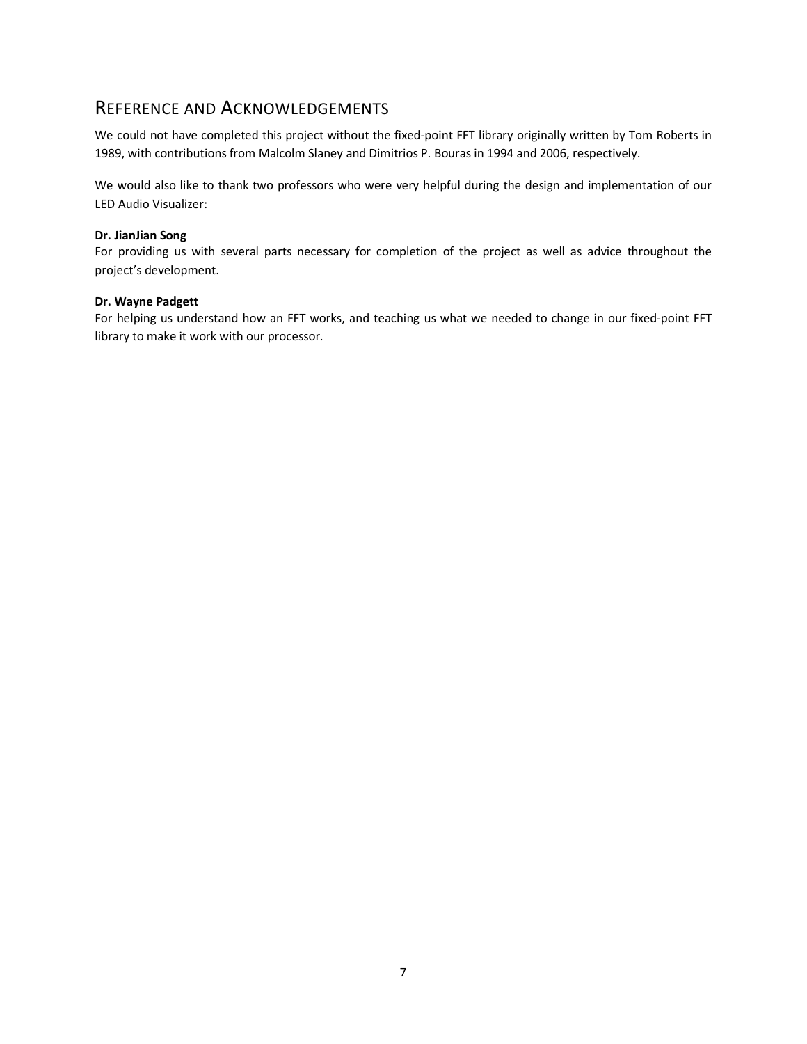## Reference and Acknowledgements

We could not have completed this project without the fixed-point FFT library originally written by Tom Roberts in 1989, with contributions from Malcolm Slaney and Dimitrios P. Bouras in 1994 and 2006, respectively.

We would also like to thank two professors who were very helpful during the design and implementation of our LED Audio Visualizer:

**Dr. JianJian Song**
For providing us with several parts necessary for completion of the project as well as advice throughout the project's development.

**Dr. Wayne Padgett**
For helping us understand how an FFT works, and teaching us what we needed to change in our fixed-point FFT library to make it work with our processor.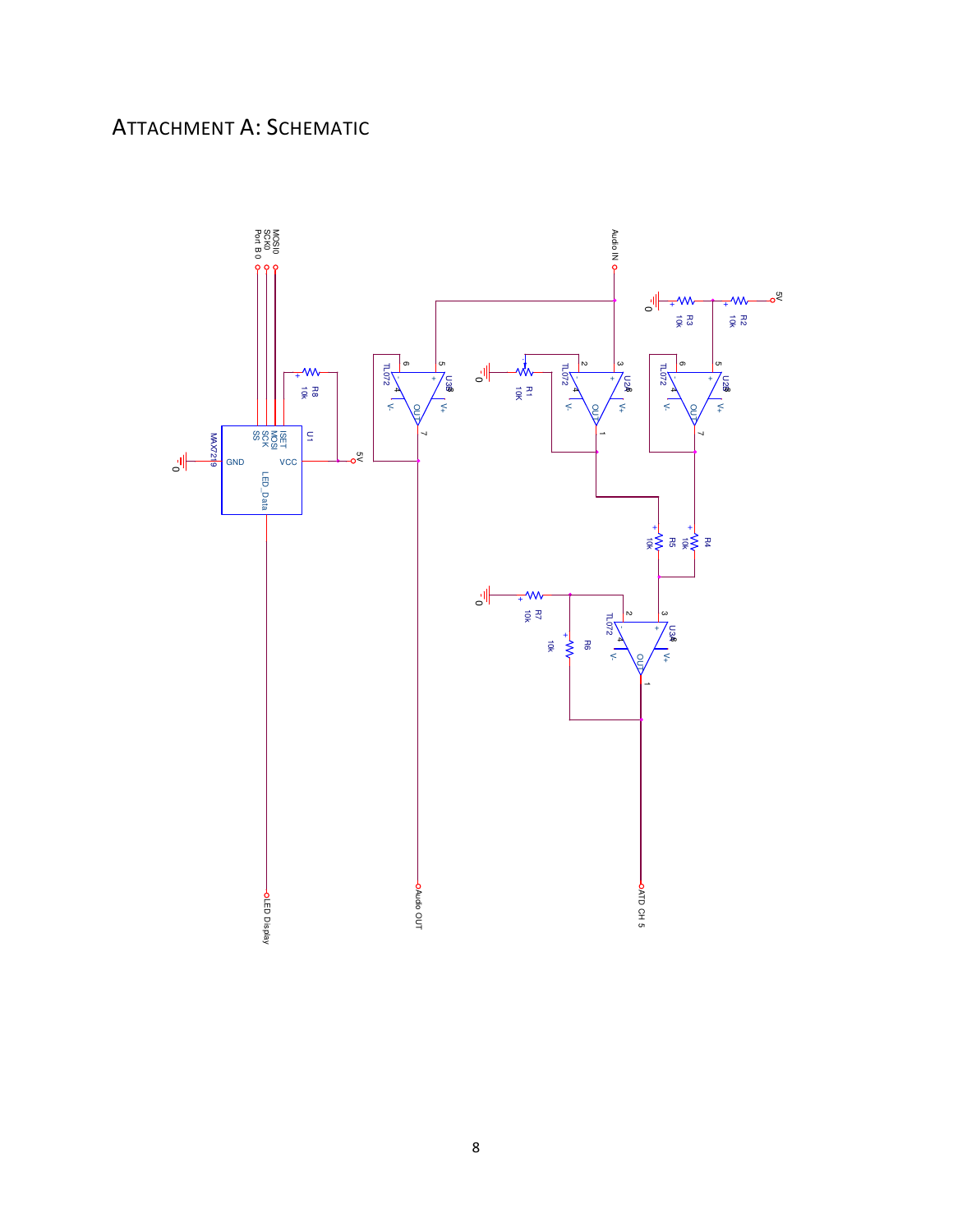# Attachment A: Schematic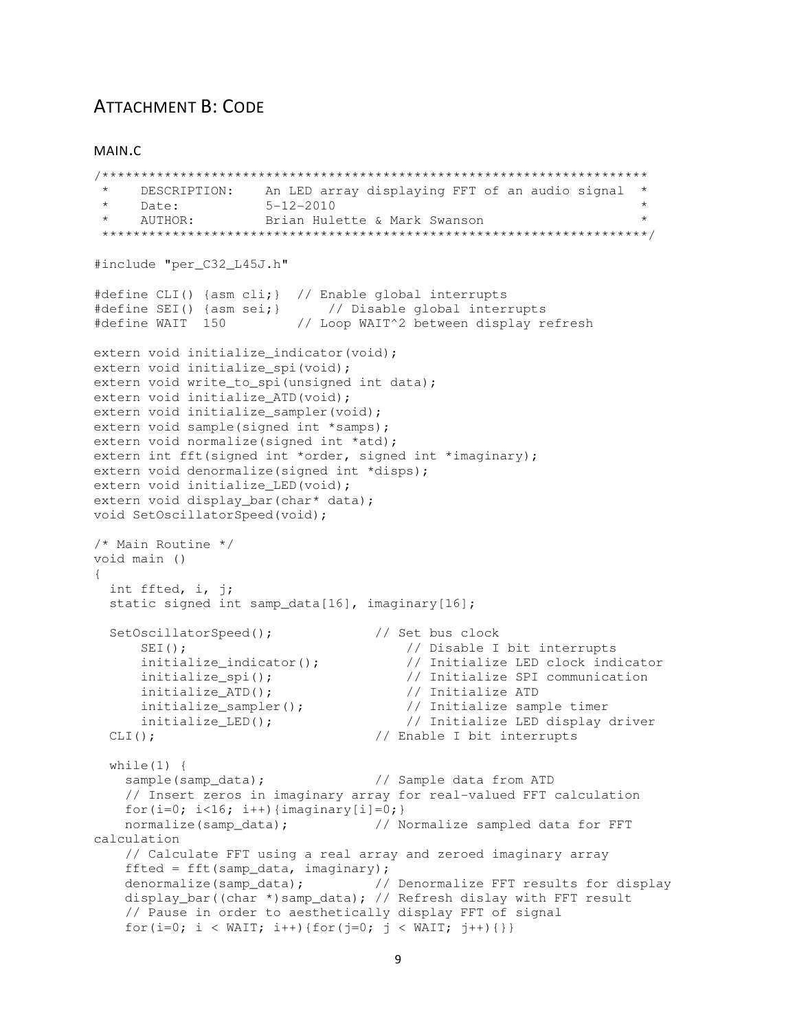## ATTACHMENT B: CODE

### MAIN.C

```
/*******************************************************************
 *    DESCRIPTION:    An LED array displaying FFT of an audio signal  *
 *    Date:           5-12-2010                                       *
 *    AUTHOR:         Brian Hulette & Mark Swanson                    *
 *******************************************************************/

#include "per_C32_L45J.h"

#define CLI() {asm cli;}  // Enable global interrupts
#define SEI() {asm sei;}      // Disable global interrupts
#define WAIT  150         // Loop WAIT^2 between display refresh

extern void initialize_indicator(void);
extern void initialize_spi(void);
extern void write_to_spi(unsigned int data);
extern void initialize_ATD(void);
extern void initialize_sampler(void);
extern void sample(signed int *samps);
extern void normalize(signed int *atd);
extern int fft(signed int *order, signed int *imaginary);
extern void denormalize(signed int *disps);
extern void initialize_LED(void);
extern void display_bar(char* data);
void SetOscillatorSpeed(void);

/* Main Routine */
void main ()
{
  int fftted, i, j;
  static signed int samp_data[16], imaginary[16];

  SetOscillatorSpeed();             // Set bus clock
      SEI();                            // Disable I bit interrupts
      initialize_indicator();           // Initialize LED clock indicator
      initialize_spi();                 // Initialize SPI communication
      initialize_ATD();                 // Initialize ATD
      initialize_sampler();             // Initialize sample timer
      initialize_LED();                 // Initialize LED display driver
  CLI();                            // Enable I bit interrupts

  while(1) {
    sample(samp_data);              // Sample data from ATD
    // Insert zeros in imaginary array for real-valued FFT calculation
    for(i=0; i<16; i++){imaginary[i]=0;}
    normalize(samp_data);           // Normalize sampled data for FFT
calculation
    // Calculate FFT using a real array and zeroed imaginary array
    fftted = fft(samp_data, imaginary);
    denormalize(samp_data);         // Denormalize FFT results for display
    display_bar((char *)samp_data); // Refresh dislay with FFT result
    // Pause in order to aesthetically display FFT of signal
    for(i=0; i < WAIT; i++){for(j=0; j < WAIT; j++){}}
```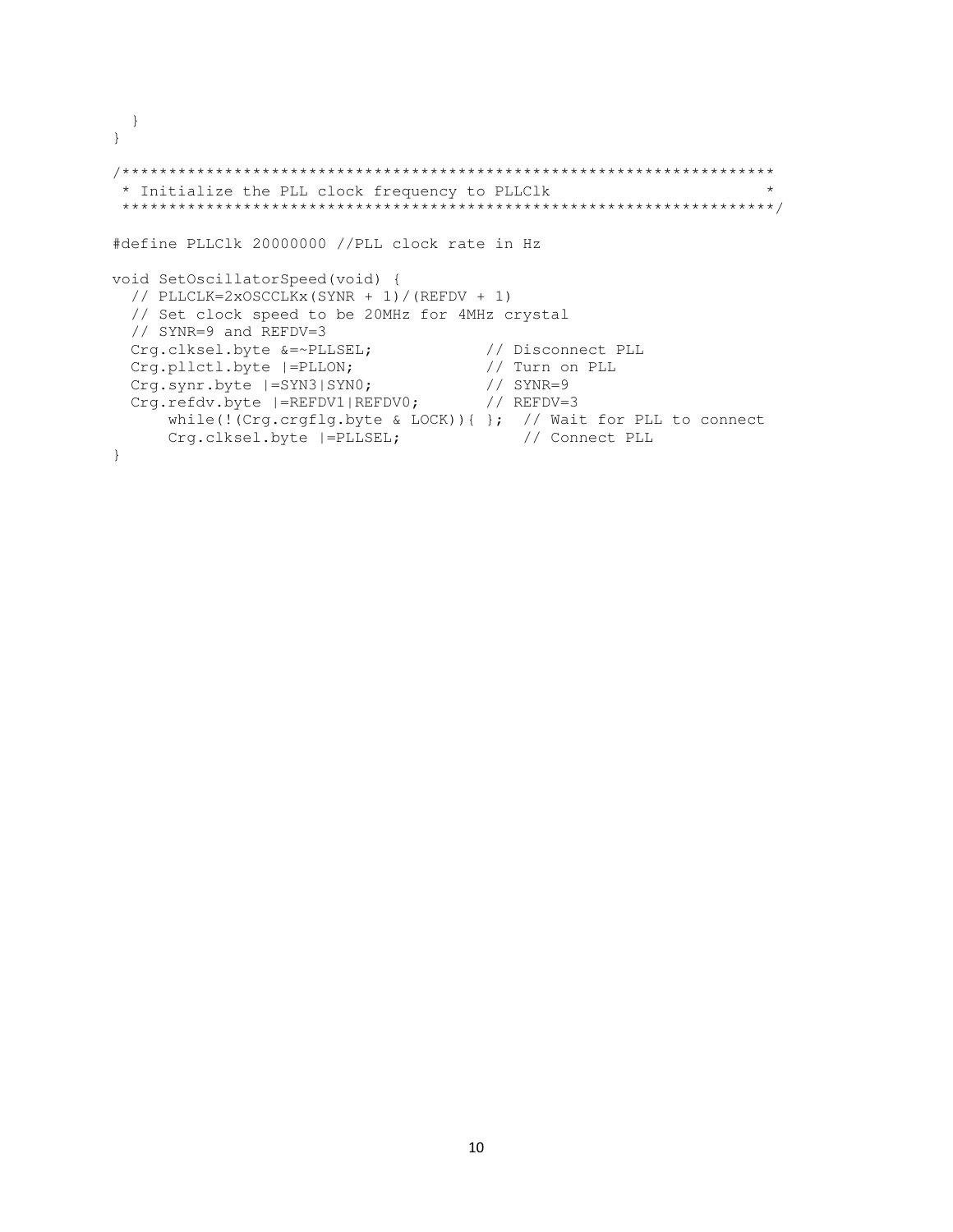```
  }
}

/*********************************************************************
 * Initialize the PLL clock frequency to PLLClk                      *
 *********************************************************************/

#define PLLClk 20000000 //PLL clock rate in Hz

void SetOscillatorSpeed(void) {
  // PLLCLK=2xOSCCLKx(SYNR + 1)/(REFDV + 1)
  // Set clock speed to be 20MHz for 4MHz crystal
  // SYNR=9 and REFDV=3
  Crg.clksel.byte &=~PLLSEL;           // Disconnect PLL
  Crg.pllctl.byte |=PLLON;             // Turn on PLL
  Crg.synr.byte |=SYN3|SYN0;           // SYNR=9
  Crg.refdv.byte |=REFDV1|REFDV0;      // REFDV=3
      while(!(Crg.crgflg.byte & LOCK)){ };  // Wait for PLL to connect
      Crg.clksel.byte |=PLLSEL;            // Connect PLL
}
```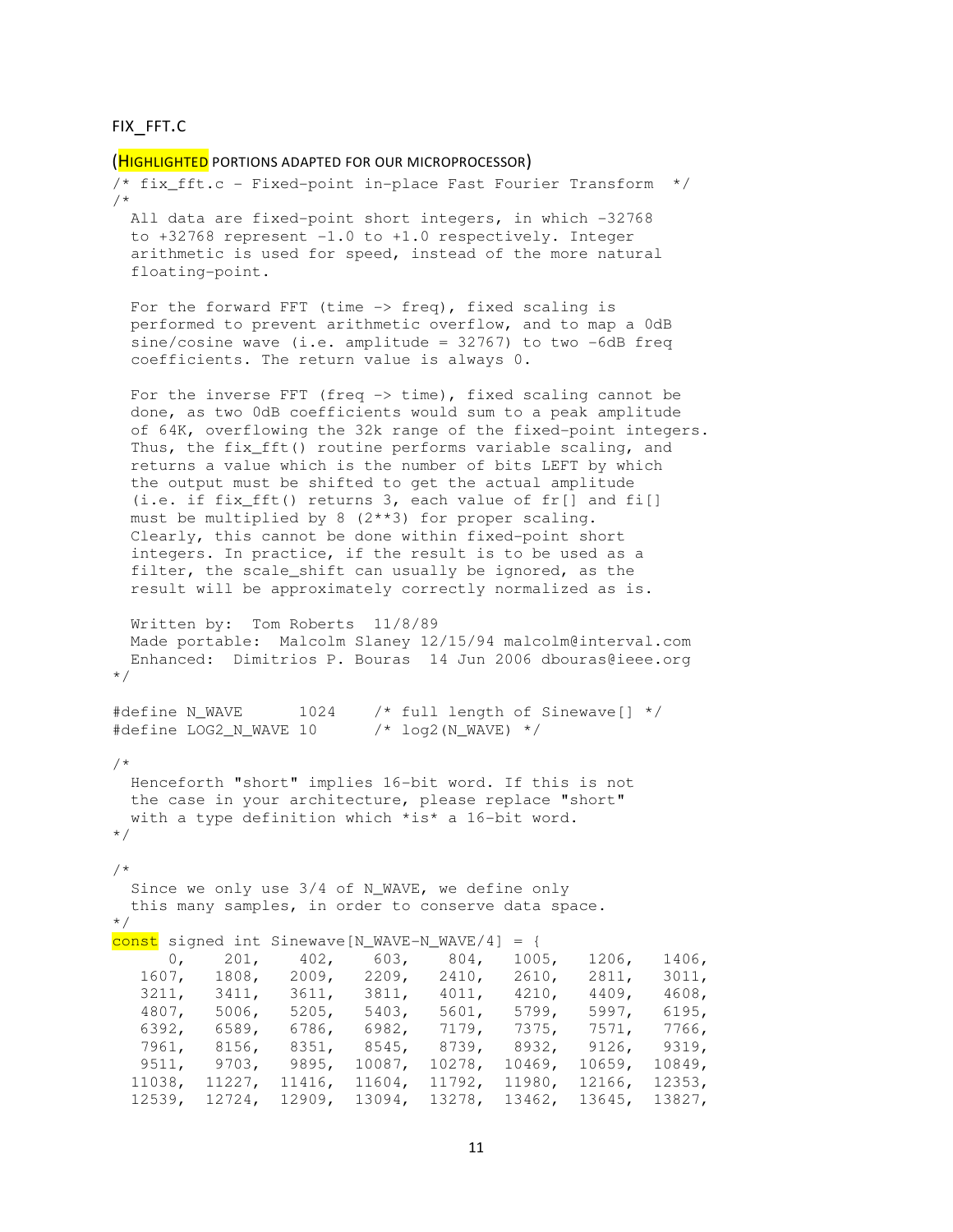FIX_FFT.C

(HIGHLIGHTED PORTIONS ADAPTED FOR OUR MICROPROCESSOR)

```
/* fix_fft.c - Fixed-point in-place Fast Fourier Transform  */
/*
  All data are fixed-point short integers, in which -32768
  to +32768 represent -1.0 to +1.0 respectively. Integer
  arithmetic is used for speed, instead of the more natural
  floating-point.

  For the forward FFT (time -> freq), fixed scaling is
  performed to prevent arithmetic overflow, and to map a 0dB
  sine/cosine wave (i.e. amplitude = 32767) to two -6dB freq
  coefficients. The return value is always 0.

  For the inverse FFT (freq -> time), fixed scaling cannot be
  done, as two 0dB coefficients would sum to a peak amplitude
  of 64K, overflowing the 32k range of the fixed-point integers.
  Thus, the fix_fft() routine performs variable scaling, and
  returns a value which is the number of bits LEFT by which
  the output must be shifted to get the actual amplitude
  (i.e. if fix_fft() returns 3, each value of fr[] and fi[]
  must be multiplied by 8 (2**3) for proper scaling.
  Clearly, this cannot be done within fixed-point short
  integers. In practice, if the result is to be used as a
  filter, the scale_shift can usually be ignored, as the
  result will be approximately correctly normalized as is.

  Written by:  Tom Roberts  11/8/89
  Made portable:  Malcolm Slaney 12/15/94 malcolm@interval.com
  Enhanced:  Dimitrios P. Bouras  14 Jun 2006 dbouras@ieee.org
*/

#define N_WAVE      1024    /* full length of Sinewave[] */
#define LOG2_N_WAVE 10      /* log2(N_WAVE) */

/*
  Henceforth "short" implies 16-bit word. If this is not
  the case in your architecture, please replace "short"
  with a type definition which *is* a 16-bit word.
*/

/*
  Since we only use 3/4 of N_WAVE, we define only
  this many samples, in order to conserve data space.
*/
const signed int Sinewave[N_WAVE-N_WAVE/4] = {
      0,    201,    402,    603,    804,   1005,   1206,   1406,
   1607,   1808,   2009,   2209,   2410,   2610,   2811,   3011,
   3211,   3411,   3611,   3811,   4011,   4210,   4409,   4608,
   4807,   5006,   5205,   5403,   5601,   5799,   5997,   6195,
   6392,   6589,   6786,   6982,   7179,   7375,   7571,   7766,
   7961,   8156,   8351,   8545,   8739,   8932,   9126,   9319,
   9511,   9703,   9895,  10087,  10278,  10469,  10659,  10849,
  11038,  11227,  11416,  11604,  11792,  11980,  12166,  12353,
  12539,  12724,  12909,  13094,  13278,  13462,  13645,  13827,
```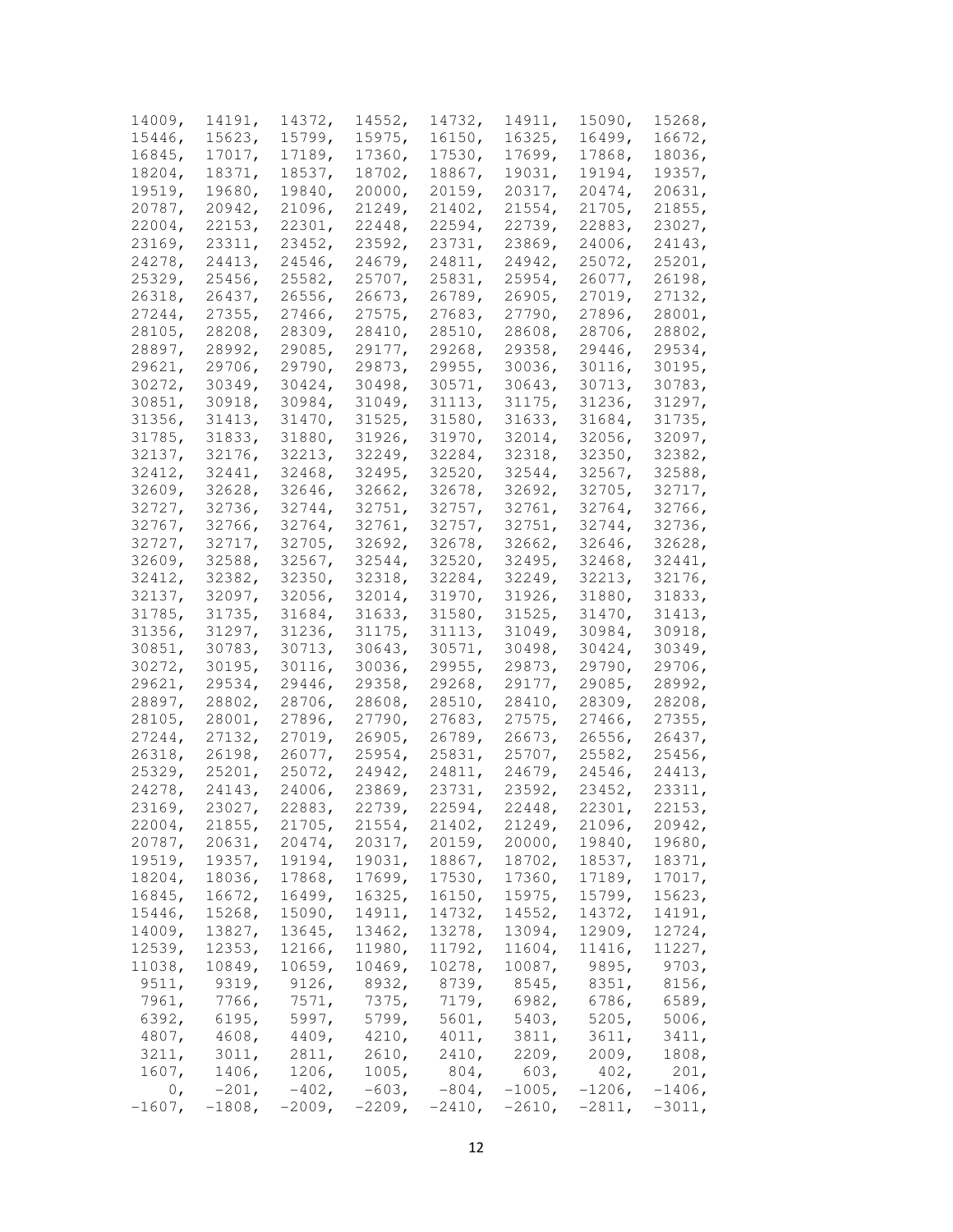```
14009,  14191,  14372,  14552,  14732,  14911,  15090,  15268,
15446,  15623,  15799,  15975,  16150,  16325,  16499,  16672,
16845,  17017,  17189,  17360,  17530,  17699,  17868,  18036,
18204,  18371,  18537,  18702,  18867,  19031,  19194,  19357,
19519,  19680,  19840,  20000,  20159,  20317,  20474,  20631,
20787,  20942,  21096,  21249,  21402,  21554,  21705,  21855,
22004,  22153,  22301,  22448,  22594,  22739,  22883,  23027,
23169,  23311,  23452,  23592,  23731,  23869,  24006,  24143,
24278,  24413,  24546,  24679,  24811,  24942,  25072,  25201,
25329,  25456,  25582,  25707,  25831,  25954,  26077,  26198,
26318,  26437,  26556,  26673,  26789,  26905,  27019,  27132,
27244,  27355,  27466,  27575,  27683,  27790,  27896,  28001,
28105,  28208,  28309,  28410,  28510,  28608,  28706,  28802,
28897,  28992,  29085,  29177,  29268,  29358,  29446,  29534,
29621,  29706,  29790,  29873,  29955,  30036,  30116,  30195,
30272,  30349,  30424,  30498,  30571,  30643,  30713,  30783,
30851,  30918,  30984,  31049,  31113,  31175,  31236,  31297,
31356,  31413,  31470,  31525,  31580,  31633,  31684,  31735,
31785,  31833,  31880,  31926,  31970,  32014,  32056,  32097,
32137,  32176,  32213,  32249,  32284,  32318,  32350,  32382,
32412,  32441,  32468,  32495,  32520,  32544,  32567,  32588,
32609,  32628,  32646,  32662,  32678,  32692,  32705,  32717,
32727,  32736,  32744,  32751,  32757,  32761,  32764,  32766,
32767,  32766,  32764,  32761,  32757,  32751,  32744,  32736,
32727,  32717,  32705,  32692,  32678,  32662,  32646,  32628,
32609,  32588,  32567,  32544,  32520,  32495,  32468,  32441,
32412,  32382,  32350,  32318,  32284,  32249,  32213,  32176,
32137,  32097,  32056,  32014,  31970,  31926,  31880,  31833,
31785,  31735,  31684,  31633,  31580,  31525,  31470,  31413,
31356,  31297,  31236,  31175,  31113,  31049,  30984,  30918,
30851,  30783,  30713,  30643,  30571,  30498,  30424,  30349,
30272,  30195,  30116,  30036,  29955,  29873,  29790,  29706,
29621,  29534,  29446,  29358,  29268,  29177,  29085,  28992,
28897,  28802,  28706,  28608,  28510,  28410,  28309,  28208,
28105,  28001,  27896,  27790,  27683,  27575,  27466,  27355,
27244,  27132,  27019,  26905,  26789,  26673,  26556,  26437,
26318,  26198,  26077,  25954,  25831,  25707,  25582,  25456,
25329,  25201,  25072,  24942,  24811,  24679,  24546,  24413,
24278,  24143,  24006,  23869,  23731,  23592,  23452,  23311,
23169,  23027,  22883,  22739,  22594,  22448,  22301,  22153,
22004,  21855,  21705,  21554,  21402,  21249,  21096,  20942,
20787,  20631,  20474,  20317,  20159,  20000,  19840,  19680,
19519,  19357,  19194,  19031,  18867,  18702,  18537,  18371,
18204,  18036,  17868,  17699,  17530,  17360,  17189,  17017,
16845,  16672,  16499,  16325,  16150,  15975,  15799,  15623,
15446,  15268,  15090,  14911,  14732,  14552,  14372,  14191,
14009,  13827,  13645,  13462,  13278,  13094,  12909,  12724,
12539,  12353,  12166,  11980,  11792,  11604,  11416,  11227,
11038,  10849,  10659,  10469,  10278,  10087,   9895,   9703,
 9511,   9319,   9126,   8932,   8739,   8545,   8351,   8156,
 7961,   7766,   7571,   7375,   7179,   6982,   6786,   6589,
 6392,   6195,   5997,   5799,   5601,   5403,   5205,   5006,
 4807,   4608,   4409,   4210,   4011,   3811,   3611,   3411,
 3211,   3011,   2811,   2610,   2410,   2209,   2009,   1808,
 1607,   1406,   1206,   1005,    804,    603,    402,    201,
    0,   -201,   -402,   -603,   -804,  -1005,  -1206,  -1406,
-1607,  -1808,  -2009,  -2209,  -2410,  -2610,  -2811,  -3011,
```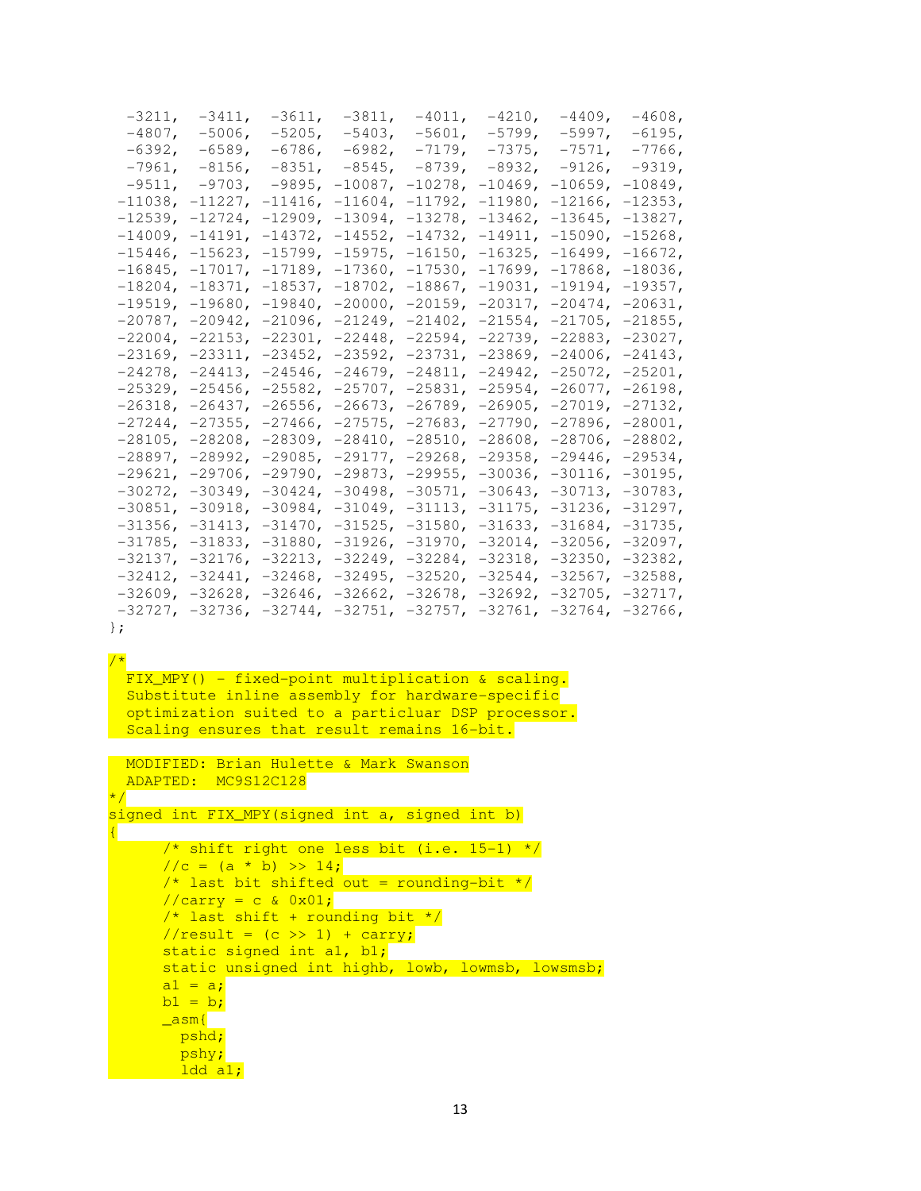```
  -3211,  -3411,  -3611,  -3811,  -4011,  -4210,  -4409,  -4608,
  -4807,  -5006,  -5205,  -5403,  -5601,  -5799,  -5997,  -6195,
  -6392,  -6589,  -6786,  -6982,  -7179,  -7375,  -7571,  -7766,
  -7961,  -8156,  -8351,  -8545,  -8739,  -8932,  -9126,  -9319,
  -9511,  -9703,  -9895, -10087, -10278, -10469, -10659, -10849,
 -11038, -11227, -11416, -11604, -11792, -11980, -12166, -12353,
 -12539, -12724, -12909, -13094, -13278, -13462, -13645, -13827,
 -14009, -14191, -14372, -14552, -14732, -14911, -15090, -15268,
 -15446, -15623, -15799, -15975, -16150, -16325, -16499, -16672,
 -16845, -17017, -17189, -17360, -17530, -17699, -17868, -18036,
 -18204, -18371, -18537, -18702, -18867, -19031, -19194, -19357,
 -19519, -19680, -19840, -20000, -20159, -20317, -20474, -20631,
 -20787, -20942, -21096, -21249, -21402, -21554, -21705, -21855,
 -22004, -22153, -22301, -22448, -22594, -22739, -22883, -23027,
 -23169, -23311, -23452, -23592, -23731, -23869, -24006, -24143,
 -24278, -24413, -24546, -24679, -24811, -24942, -25072, -25201,
 -25329, -25456, -25582, -25707, -25831, -25954, -26077, -26198,
 -26318, -26437, -26556, -26673, -26789, -26905, -27019, -27132,
 -27244, -27355, -27466, -27575, -27683, -27790, -27896, -28001,
 -28105, -28208, -28309, -28410, -28510, -28608, -28706, -28802,
 -28897, -28992, -29085, -29177, -29268, -29358, -29446, -29534,
 -29621, -29706, -29790, -29873, -29955, -30036, -30116, -30195,
 -30272, -30349, -30424, -30498, -30571, -30643, -30713, -30783,
 -30851, -30918, -30984, -31049, -31113, -31175, -31236, -31297,
 -31356, -31413, -31470, -31525, -31580, -31633, -31684, -31735,
 -31785, -31833, -31880, -31926, -31970, -32014, -32056, -32097,
 -32137, -32176, -32213, -32249, -32284, -32318, -32350, -32382,
 -32412, -32441, -32468, -32495, -32520, -32544, -32567, -32588,
 -32609, -32628, -32646, -32662, -32678, -32692, -32705, -32717,
 -32727, -32736, -32744, -32751, -32757, -32761, -32764, -32766,
};

/*
  FIX_MPY() - fixed-point multiplication & scaling.
  Substitute inline assembly for hardware-specific
  optimization suited to a particluar DSP processor.
  Scaling ensures that result remains 16-bit.

  MODIFIED: Brian Hulette & Mark Swanson
  ADAPTED:  MC9S12C128
*/
signed int FIX_MPY(signed int a, signed int b)
{
      /* shift right one less bit (i.e. 15-1) */
      //c = (a * b) >> 14;
      /* last bit shifted out = rounding-bit */
      //carry = c & 0x01;
      /* last shift + rounding bit */
      //result = (c >> 1) + carry;
      static signed int a1, b1;
      static unsigned int highb, lowb, lowmsb, lowsmsb;
      a1 = a;
      b1 = b;
      _asm{
        pshd;
        pshy;
        ldd a1;
```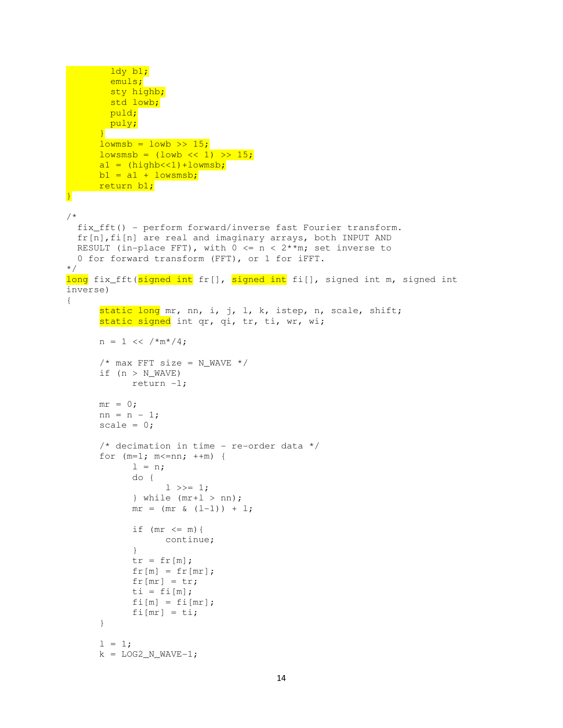```
        ldy b1;
        emuls;
        sty highb;
        std lowb;
        puld;
        puly;
      }
      lowmsb = lowb >> 15;
      lowsmsb = (lowb << 1) >> 15;
      a1 = (highb<<1)+lowmsb;
      b1 = a1 + lowsmsb;
      return b1;
}

/*
  fix_fft() - perform forward/inverse fast Fourier transform.
  fr[n],fi[n] are real and imaginary arrays, both INPUT AND
  RESULT (in-place FFT), with 0 <= n < 2**m; set inverse to
  0 for forward transform (FFT), or 1 for iFFT.
*/
long fix_fft(signed int fr[], signed int fi[], signed int m, signed int
inverse)
{
      static long mr, nn, i, j, l, k, istep, n, scale, shift;
      static signed int qr, qi, tr, ti, wr, wi;

      n = 1 << /*m*/4;

      /* max FFT size = N_WAVE */
      if (n > N_WAVE)
            return -1;

      mr = 0;
      nn = n - 1;
      scale = 0;

      /* decimation in time - re-order data */
      for (m=1; m<=nn; ++m) {
            l = n;
            do {
                  l >>= 1;
            } while (mr+l > nn);
            mr = (mr & (l-1)) + l;

            if (mr <= m){
                  continue;
            }
            tr = fr[m];
            fr[m] = fr[mr];
            fr[mr] = tr;
            ti = fi[m];
            fi[m] = fi[mr];
            fi[mr] = ti;
      }

      l = 1;
      k = LOG2_N_WAVE-1;
```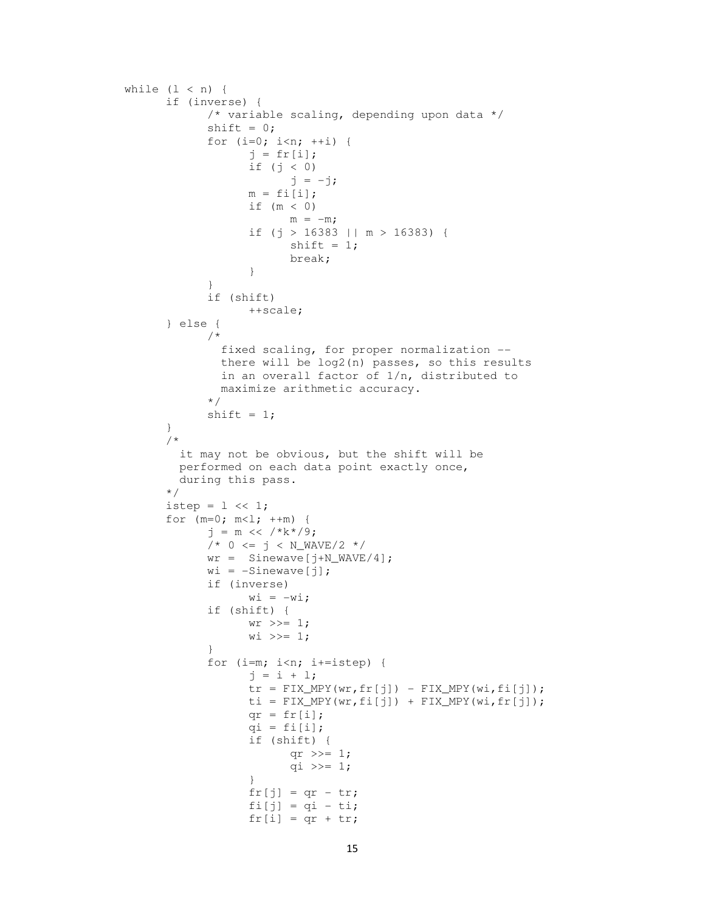```
while (l < n) {
      if (inverse) {
            /* variable scaling, depending upon data */
            shift = 0;
            for (i=0; i<n; ++i) {
                  j = fr[i];
                  if (j < 0)
                        j = -j;
                  m = fi[i];
                  if (m < 0)
                        m = -m;
                  if (j > 16383 || m > 16383) {
                        shift = 1;
                        break;
                  }
            }
            if (shift)
                  ++scale;
      } else {
            /*
              fixed scaling, for proper normalization --
              there will be log2(n) passes, so this results
              in an overall factor of 1/n, distributed to
              maximize arithmetic accuracy.
            */
            shift = 1;
      }
      /*
        it may not be obvious, but the shift will be
        performed on each data point exactly once,
        during this pass.
      */
      istep = l << 1;
      for (m=0; m<l; ++m) {
            j = m << /*k*/9;
            /* 0 <= j < N_WAVE/2 */
            wr =  Sinewave[j+N_WAVE/4];
            wi = -Sinewave[j];
            if (inverse)
                  wi = -wi;
            if (shift) {
                  wr >>= 1;
                  wi >>= 1;
            }
            for (i=m; i<n; i+=istep) {
                  j = i + l;
                  tr = FIX_MPY(wr,fr[j]) - FIX_MPY(wi,fi[j]);
                  ti = FIX_MPY(wr,fi[j]) + FIX_MPY(wi,fr[j]);
                  qr = fr[i];
                  qi = fi[i];
                  if (shift) {
                        qr >>= 1;
                        qi >>= 1;
                  }
                  fr[j] = qr - tr;
                  fi[j] = qi - ti;
                  fr[i] = qr + tr;
```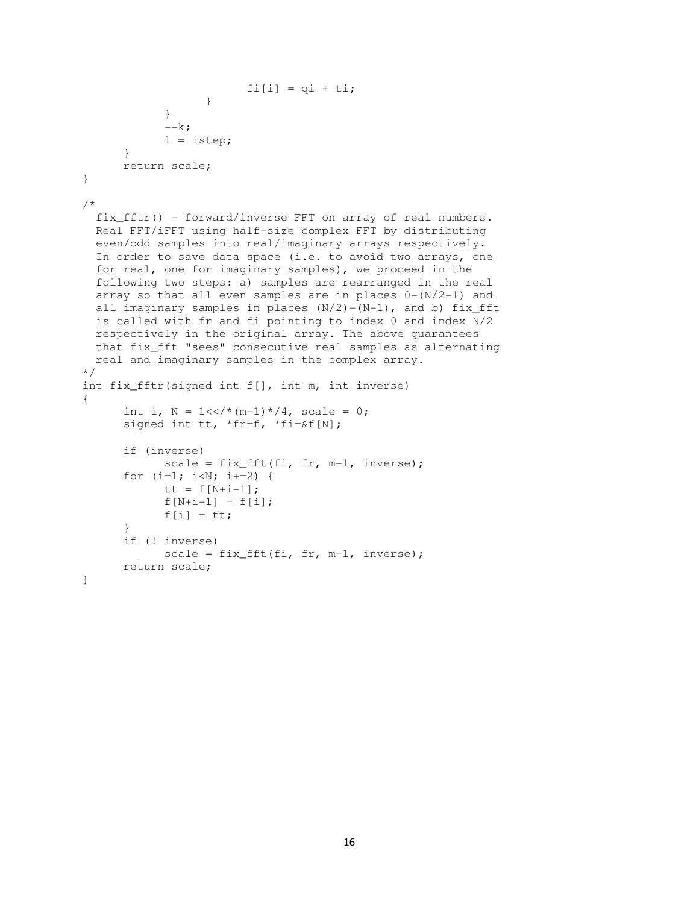```
                        fi[i] = qi + ti;
                  }
            }
            --k;
            l = istep;
      }
      return scale;
}

/*
  fix_fftr() - forward/inverse FFT on array of real numbers.
  Real FFT/iFFT using half-size complex FFT by distributing
  even/odd samples into real/imaginary arrays respectively.
  In order to save data space (i.e. to avoid two arrays, one
  for real, one for imaginary samples), we proceed in the
  following two steps: a) samples are rearranged in the real
  array so that all even samples are in places 0-(N/2-1) and
  all imaginary samples in places (N/2)-(N-1), and b) fix_fft
  is called with fr and fi pointing to index 0 and index N/2
  respectively in the original array. The above guarantees
  that fix_fft "sees" consecutive real samples as alternating
  real and imaginary samples in the complex array.
*/
int fix_fftr(signed int f[], int m, int inverse)
{
      int i, N = 1<</*(m-1)*/4, scale = 0;
      signed int tt, *fr=f, *fi=&f[N];

      if (inverse)
            scale = fix_fft(fi, fr, m-1, inverse);
      for (i=1; i<N; i+=2) {
            tt = f[N+i-1];
            f[N+i-1] = f[i];
            f[i] = tt;
      }
      if (! inverse)
            scale = fix_fft(fi, fr, m-1, inverse);
      return scale;
}
```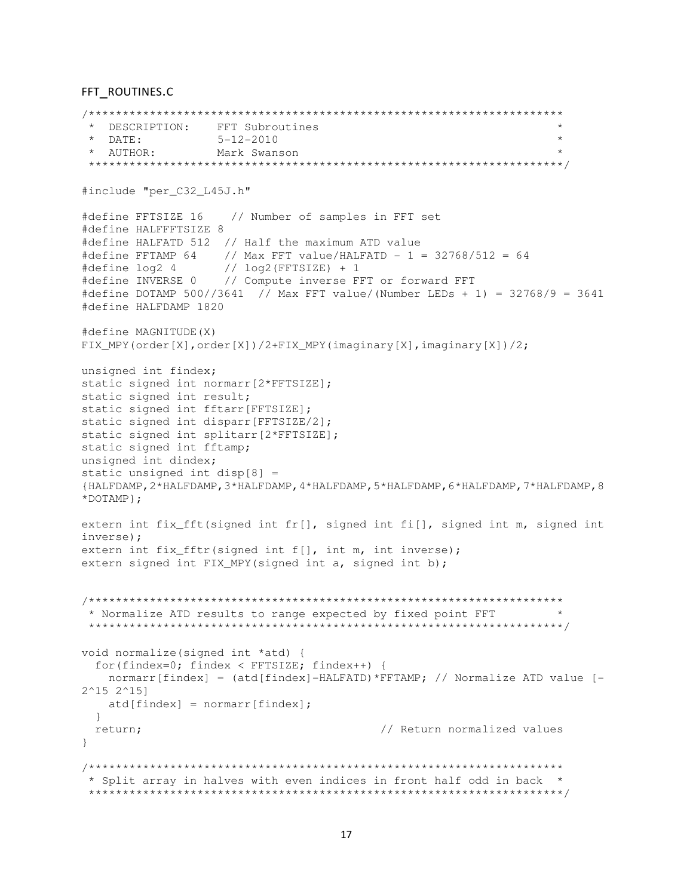FFT_ROUTINES.C

```
/*******************************************************************
 * DESCRIPTION:    FFT Subroutines                                 *
 * DATE:           5-12-2010                                       *
 * AUTHOR:         Mark Swanson                                    *
 *******************************************************************/

#include "per_C32_L45J.h"

#define FFTSIZE 16    // Number of samples in FFT set
#define HALFFFTSIZE 8
#define HALFATD 512  // Half the maximum ATD value
#define FFTAMP 64    // Max FFT value/HALFATD - 1 = 32768/512 = 64
#define log2 4       // log2(FFTSIZE) + 1
#define INVERSE 0    // Compute inverse FFT or forward FFT
#define DOTAMP 500//3641  // Max FFT value/(Number LEDs + 1) = 32768/9 = 3641
#define HALFDAMP 1820

#define MAGNITUDE(X)
FIX_MPY(order[X],order[X])/2+FIX_MPY(imaginary[X],imaginary[X])/2;

unsigned int findex;
static signed int normarr[2*FFTSIZE];
static signed int result;
static signed int fftarr[FFTSIZE];
static signed int disparr[FFTSIZE/2];
static signed int splitarr[2*FFTSIZE];
static signed int fftamp;
unsigned int dindex;
static unsigned int disp[8] =
{HALFDAMP,2*HALFDAMP,3*HALFDAMP,4*HALFDAMP,5*HALFDAMP,6*HALFDAMP,7*HALFDAMP,8
*DOTAMP};

extern int fix_fft(signed int fr[], signed int fi[], signed int m, signed int
inverse);
extern int fix_fftr(signed int f[], int m, int inverse);
extern signed int FIX_MPY(signed int a, signed int b);


/*******************************************************************
 * Normalize ATD results to range expected by fixed point FFT        *
 *******************************************************************/

void normalize(signed int *atd) {
  for(findex=0; findex < FFTSIZE; findex++) {
    normarr[findex] = (atd[findex]-HALFATD)*FFTAMP; // Normalize ATD value [-
2^15 2^15]
    atd[findex] = normarr[findex];
  }
  return;                                   // Return normalized values
}

/*******************************************************************
 * Split array in halves with even indices in front half odd in back  *
 *******************************************************************/
```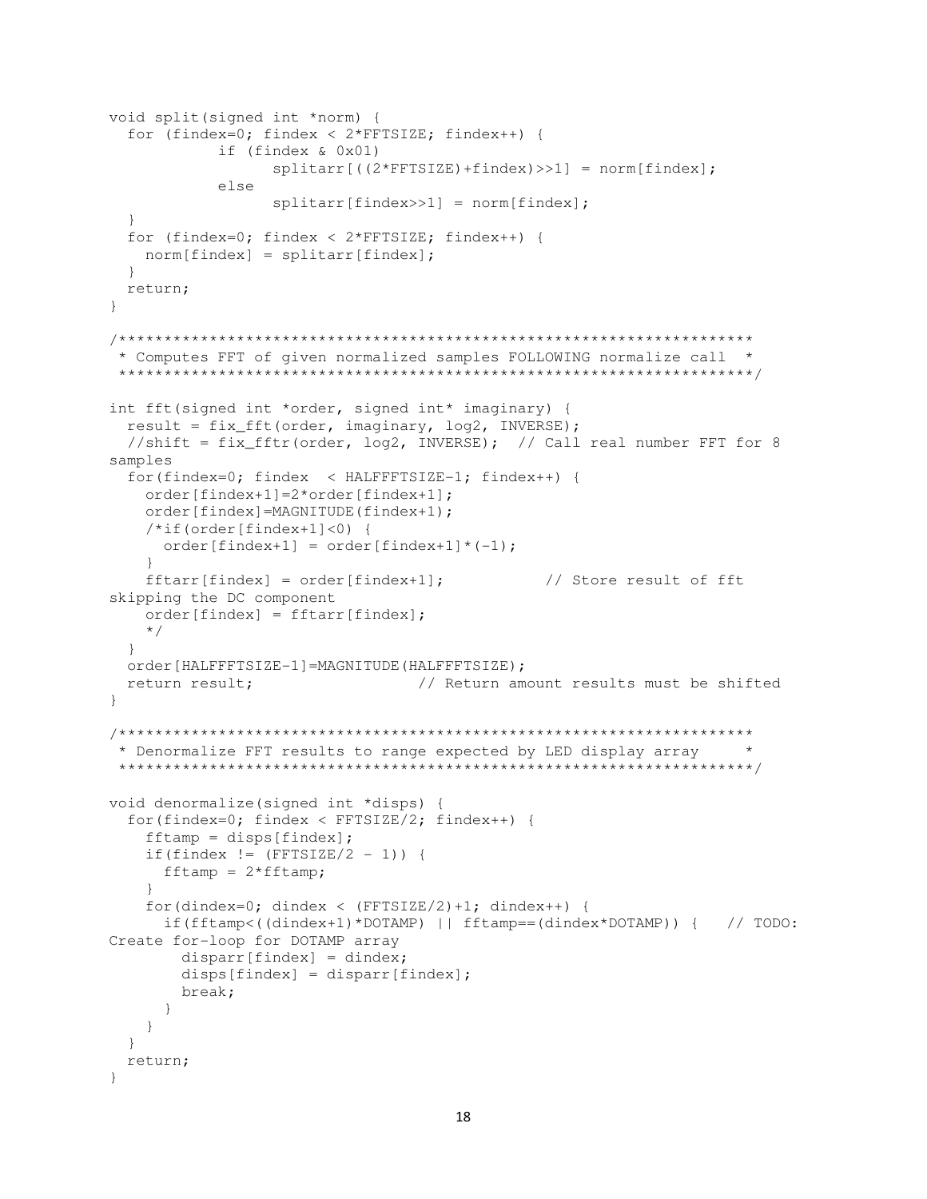```
void split(signed int *norm) {
  for (findex=0; findex < 2*FFTSIZE; findex++) {
            if (findex & 0x01)
                  splitarr[((2*FFTSIZE)+findex)>>1] = norm[findex];
            else
                  splitarr[findex>>1] = norm[findex];
  }
  for (findex=0; findex < 2*FFTSIZE; findex++) {
    norm[findex] = splitarr[findex];
  }
  return;
}

/*********************************************************************
 * Computes FFT of given normalized samples FOLLOWING normalize call  *
 *********************************************************************/

int fft(signed int *order, signed int* imaginary) {
  result = fix_fft(order, imaginary, log2, INVERSE);
  //shift = fix_fftr(order, log2, INVERSE);  // Call real number FFT for 8
samples
  for(findex=0; findex  < HALFFFTSIZE-1; findex++) {
    order[findex+1]=2*order[findex+1];
    order[findex]=MAGNITUDE(findex+1);
    /*if(order[findex+1]<0) {
      order[findex+1] = order[findex+1]*(-1);
    }
    fftarr[findex] = order[findex+1];           // Store result of fft
skipping the DC component
    order[findex] = fftarr[findex];
    */
  }
  order[HALFFFTSIZE-1]=MAGNITUDE(HALFFFTSIZE);
  return result;                  // Return amount results must be shifted
}

/*********************************************************************
 * Denormalize FFT results to range expected by LED display array     *
 *********************************************************************/

void denormalize(signed int *disps) {
  for(findex=0; findex < FFTSIZE/2; findex++) {
    fftamp = disps[findex];
    if(findex != (FFTSIZE/2 - 1)) {
      fftamp = 2*fftamp;
    }
    for(dindex=0; dindex < (FFTSIZE/2)+1; dindex++) {
      if(fftamp<((dindex+1)*DOTAMP) || fftamp==(dindex*DOTAMP)) {   // TODO:
Create for-loop for DOTAMP array
        disparr[findex] = dindex;
        disps[findex] = disparr[findex];
        break;
      }
    }
  }
  return;
}
```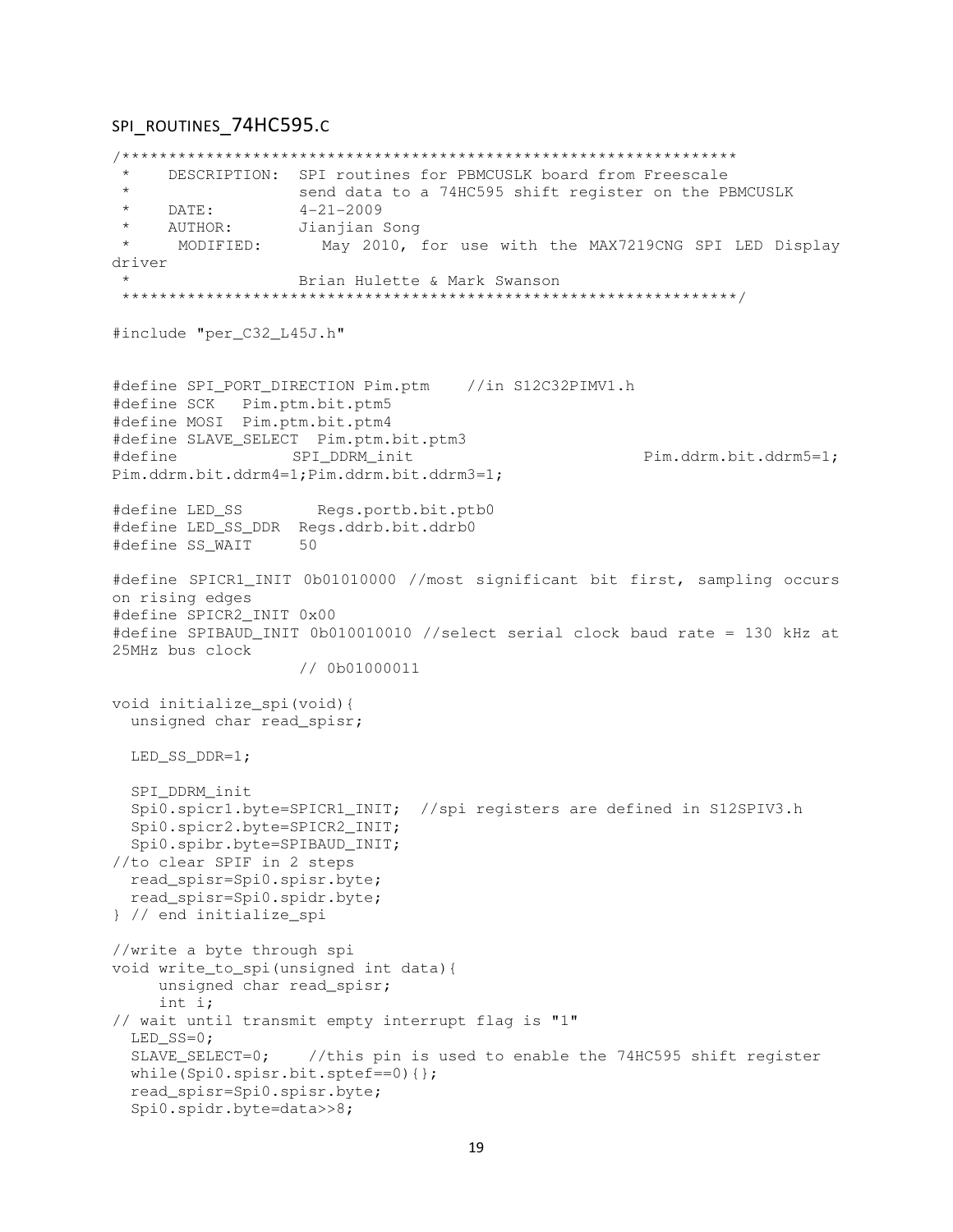SPI_ROUTINES_74HC595.C

```
/*****************************************************************
 *    DESCRIPTION:  SPI routines for PBMCUSLK board from Freescale
 *                  send data to a 74HC595 shift register on the PBMCUSLK
 *    DATE:         4-21-2009
 *    AUTHOR:       Jianjian Song
 *     MODIFIED:       May 2010, for use with the MAX7219CNG SPI LED Display
driver
 *                  Brian Hulette & Mark Swanson
 *****************************************************************/

#include "per_C32_L45J.h"


#define SPI_PORT_DIRECTION Pim.ptm    //in S12C32PIMV1.h
#define SCK   Pim.ptm.bit.ptm5
#define MOSI  Pim.ptm.bit.ptm4
#define SLAVE_SELECT  Pim.ptm.bit.ptm3
#define             SPI_DDRM_init                          Pim.ddrm.bit.ddrm5=1;
Pim.ddrm.bit.ddrm4=1;Pim.ddrm.bit.ddrm3=1;

#define LED_SS        Regs.portb.bit.ptb0
#define LED_SS_DDR  Regs.ddrb.bit.ddrb0
#define SS_WAIT     50

#define SPICR1_INIT 0b01010000 //most significant bit first, sampling occurs
on rising edges
#define SPICR2_INIT 0x00
#define SPIBAUD_INIT 0b010010010 //select serial clock baud rate = 130 kHz at
25MHz bus clock
                  // 0b01000011

void initialize_spi(void){
  unsigned char read_spisr;

  LED_SS_DDR=1;

  SPI_DDRM_init
  Spi0.spicr1.byte=SPICR1_INIT;  //spi registers are defined in S12SPIV3.h
  Spi0.spicr2.byte=SPICR2_INIT;
  Spi0.spibr.byte=SPIBAUD_INIT;
//to clear SPIF in 2 steps
  read_spisr=Spi0.spisr.byte;
  read_spisr=Spi0.spidr.byte;
} // end initialize_spi

//write a byte through spi
void write_to_spi(unsigned int data){
     unsigned char read_spisr;
     int i;
// wait until transmit empty interrupt flag is "1"
  LED_SS=0;
  SLAVE_SELECT=0;    //this pin is used to enable the 74HC595 shift register
  while(Spi0.spisr.bit.sptef==0){};
  read_spisr=Spi0.spisr.byte;
  Spi0.spidr.byte=data>>8;
```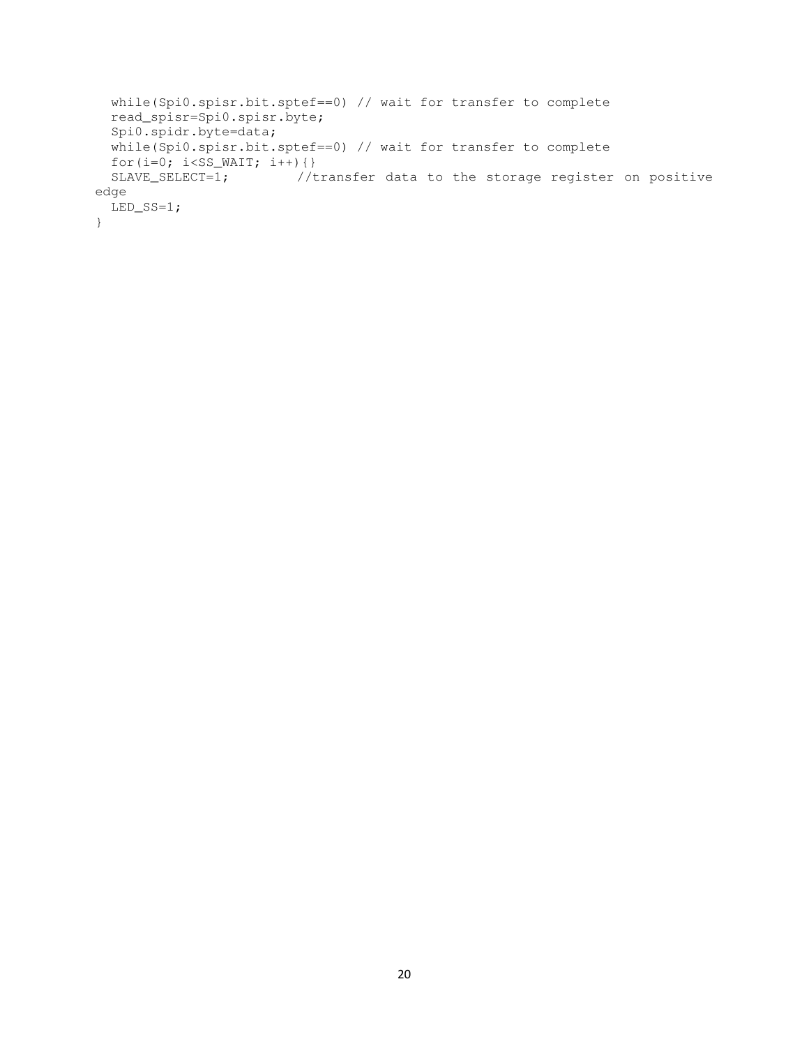```
  while(Spi0.spisr.bit.sptef==0) // wait for transfer to complete
  read_spisr=Spi0.spisr.byte;
  Spi0.spidr.byte=data;
  while(Spi0.spisr.bit.sptef==0) // wait for transfer to complete
  for(i=0; i<SS_WAIT; i++){}
  SLAVE_SELECT=1;         //transfer data to the storage register on positive
edge
  LED_SS=1;
}
```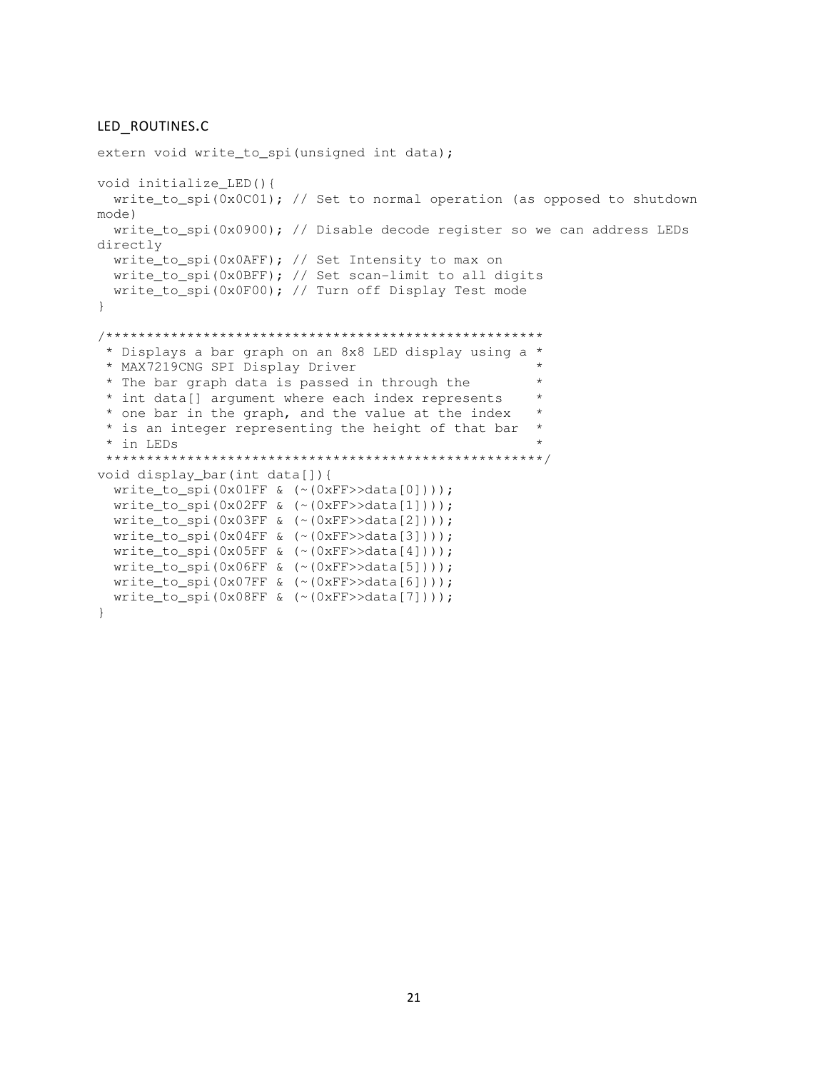LED_ROUTINES.C

```
extern void write_to_spi(unsigned int data);

void initialize_LED(){
  write_to_spi(0x0C01); // Set to normal operation (as opposed to shutdown
mode)
  write_to_spi(0x0900); // Disable decode register so we can address LEDs
directly
  write_to_spi(0x0AFF); // Set Intensity to max on
  write_to_spi(0x0BFF); // Set scan-limit to all digits
  write_to_spi(0x0F00); // Turn off Display Test mode
}

/*****************************************************
 * Displays a bar graph on an 8x8 LED display using a *
 * MAX7219CNG SPI Display Driver                      *
 * The bar graph data is passed in through the        *
 * int data[] argument where each index represents    *
 * one bar in the graph, and the value at the index   *
 * is an integer representing the height of that bar  *
 * in LEDs                                            *
 *****************************************************/
void display_bar(int data[]){
  write_to_spi(0x01FF & (~(0xFF>>data[0])));
  write_to_spi(0x02FF & (~(0xFF>>data[1])));
  write_to_spi(0x03FF & (~(0xFF>>data[2])));
  write_to_spi(0x04FF & (~(0xFF>>data[3])));
  write_to_spi(0x05FF & (~(0xFF>>data[4])));
  write_to_spi(0x06FF & (~(0xFF>>data[5])));
  write_to_spi(0x07FF & (~(0xFF>>data[6])));
  write_to_spi(0x08FF & (~(0xFF>>data[7])));
}
```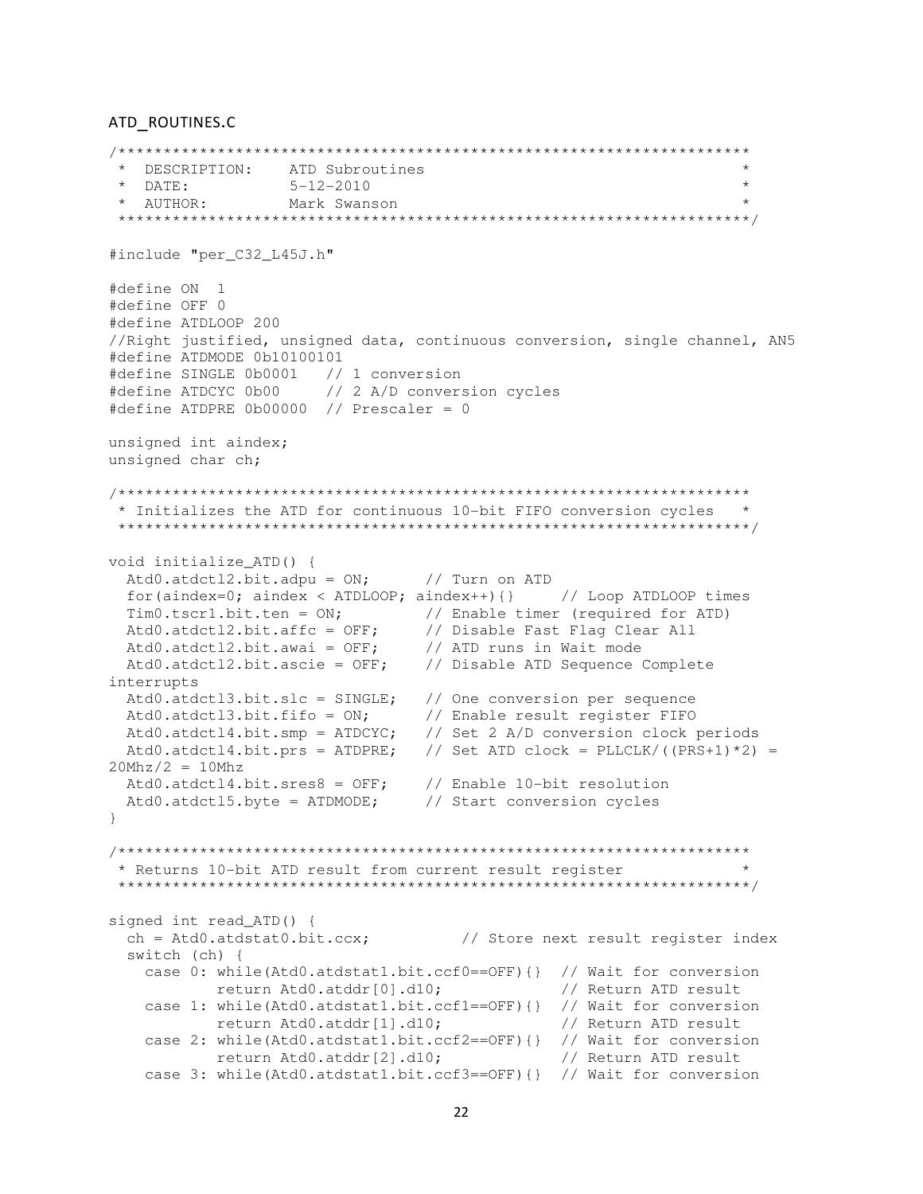ATD_ROUTINES.C

```
/*********************************************************************
 * DESCRIPTION:    ATD Subroutines                                   *
 * DATE:           5-12-2010                                         *
 * AUTHOR:         Mark Swanson                                      *
 *********************************************************************/

#include "per_C32_L45J.h"

#define ON  1
#define OFF 0
#define ATDLOOP 200
//Right justified, unsigned data, continuous conversion, single channel, AN5
#define ATDMODE 0b10100101
#define SINGLE 0b0001   // 1 conversion
#define ATDCYC 0b00     // 2 A/D conversion cycles
#define ATDPRE 0b00000  // Prescaler = 0

unsigned int aindex;
unsigned char ch;

/*********************************************************************
 * Initializes the ATD for continuous 10-bit FIFO conversion cycles   *
 *********************************************************************/

void initialize_ATD() {
  Atd0.atdctl2.bit.adpu = ON;      // Turn on ATD
  for(aindex=0; aindex < ATDLOOP; aindex++){}     // Loop ATDLOOP times
  Tim0.tscr1.bit.ten = ON;         // Enable timer (required for ATD)
  Atd0.atdctl2.bit.affc = OFF;     // Disable Fast Flag Clear All
  Atd0.atdctl2.bit.awai = OFF;     // ATD runs in Wait mode
  Atd0.atdctl2.bit.ascie = OFF;    // Disable ATD Sequence Complete
interrupts
  Atd0.atdctl3.bit.slc = SINGLE;   // One conversion per sequence
  Atd0.atdctl3.bit.fifo = ON;      // Enable result register FIFO
  Atd0.atdctl4.bit.smp = ATDCYC;   // Set 2 A/D conversion clock periods
  Atd0.atdctl4.bit.prs = ATDPRE;   // Set ATD clock = PLLCLK/((PRS+1)*2) =
20Mhz/2 = 10Mhz
  Atd0.atdctl4.bit.sres8 = OFF;    // Enable 10-bit resolution
  Atd0.atdctl5.byte = ATDMODE;     // Start conversion cycles
}

/*********************************************************************
 * Returns 10-bit ATD result from current result register            *
 *********************************************************************/

signed int read_ATD() {
  ch = Atd0.atdstat0.bit.ccx;          // Store next result register index
  switch (ch) {
    case 0: while(Atd0.atdstat1.bit.ccf0==OFF){}  // Wait for conversion
            return Atd0.atddr[0].d10;             // Return ATD result
    case 1: while(Atd0.atdstat1.bit.ccf1==OFF){}  // Wait for conversion
            return Atd0.atddr[1].d10;             // Return ATD result
    case 2: while(Atd0.atdstat1.bit.ccf2==OFF){}  // Wait for conversion
            return Atd0.atddr[2].d10;             // Return ATD result
    case 3: while(Atd0.atdstat1.bit.ccf3==OFF){}  // Wait for conversion
```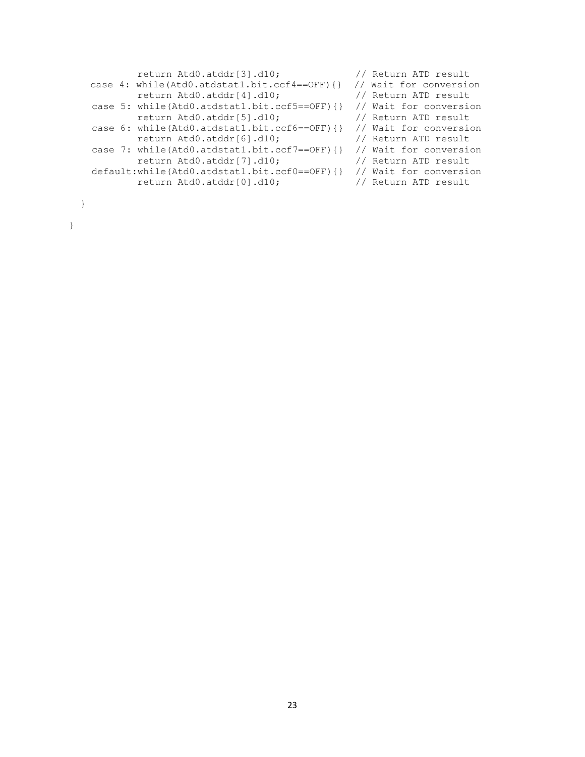```
          return Atd0.atddr[3].d10;             // Return ATD result
    case 4: while(Atd0.atdstat1.bit.ccf4==OFF){}  // Wait for conversion
          return Atd0.atddr[4].d10;             // Return ATD result
    case 5: while(Atd0.atdstat1.bit.ccf5==OFF){}  // Wait for conversion
          return Atd0.atddr[5].d10;             // Return ATD result
    case 6: while(Atd0.atdstat1.bit.ccf6==OFF){}  // Wait for conversion
          return Atd0.atddr[6].d10;             // Return ATD result
    case 7: while(Atd0.atdstat1.bit.ccf7==OFF){}  // Wait for conversion
          return Atd0.atddr[7].d10;             // Return ATD result
    default:while(Atd0.atdstat1.bit.ccf0==OFF){}  // Wait for conversion
          return Atd0.atddr[0].d10;             // Return ATD result

  }

}
```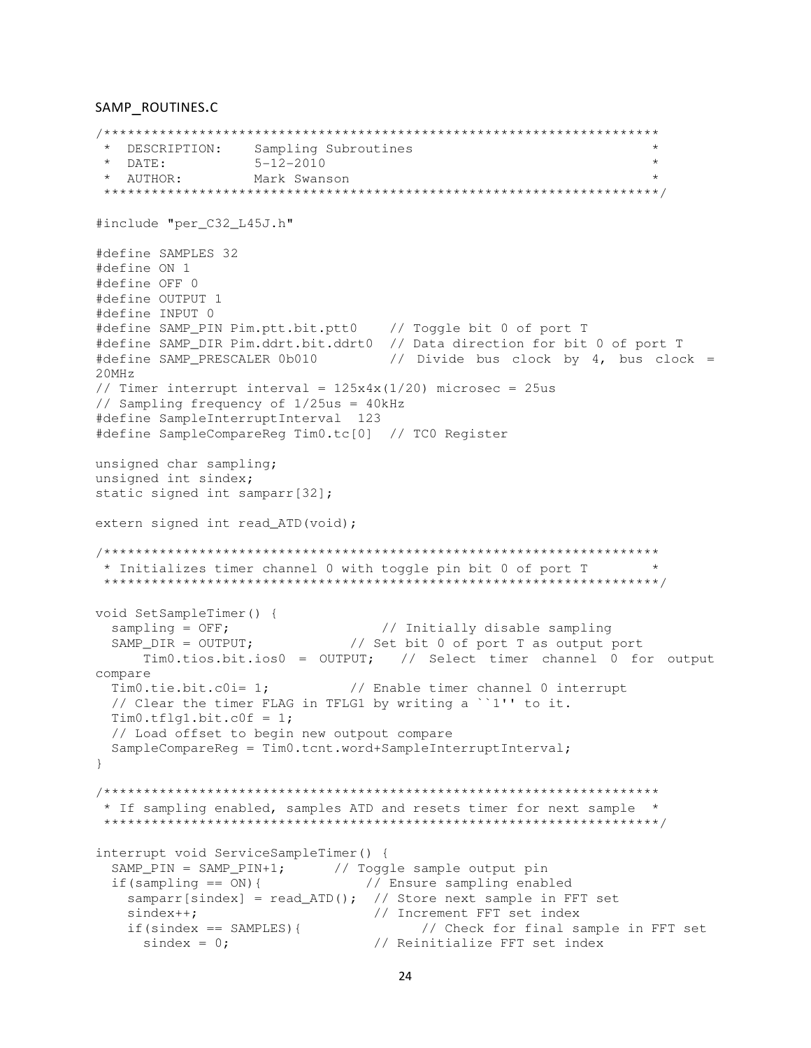SAMP_ROUTINES.C

```
/*********************************************************************
 * DESCRIPTION:    Sampling Subroutines                              *
 * DATE:           5-12-2010                                         *
 * AUTHOR:         Mark Swanson                                      *
 *********************************************************************/

#include "per_C32_L45J.h"

#define SAMPLES 32
#define ON 1
#define OFF 0
#define OUTPUT 1
#define INPUT 0
#define SAMP_PIN Pim.ptt.bit.ptt0    // Toggle bit 0 of port T
#define SAMP_DIR Pim.ddrt.bit.ddrt0  // Data direction for bit 0 of port T
#define SAMP_PRESCALER 0b010         // Divide bus clock by 4, bus clock =
20MHz
// Timer interrupt interval = 125x4x(1/20) microsec = 25us
// Sampling frequency of 1/25us = 40kHz
#define SampleInterruptInterval  123
#define SampleCompareReg Tim0.tc[0]  // TC0 Register

unsigned char sampling;
unsigned int sindex;
static signed int samparr[32];

extern signed int read_ATD(void);

/*********************************************************************
 * Initializes timer channel 0 with toggle pin bit 0 of port T       *
 *********************************************************************/

void SetSampleTimer() {
  sampling = OFF;                   // Initially disable sampling
  SAMP_DIR = OUTPUT;            // Set bit 0 of port T as output port
      Tim0.tios.bit.ios0 = OUTPUT;   // Select timer channel 0 for output
compare
  Tim0.tie.bit.c0i= 1;          // Enable timer channel 0 interrupt
  // Clear the timer FLAG in TFLG1 by writing a ``1'' to it.
  Tim0.tflg1.bit.c0f = 1;
  // Load offset to begin new outpout compare
  SampleCompareReg = Tim0.tcnt.word+SampleInterruptInterval;
}

/*********************************************************************
 * If sampling enabled, samples ATD and resets timer for next sample  *
 *********************************************************************/

interrupt void ServiceSampleTimer() {
  SAMP_PIN = SAMP_PIN+1;       // Toggle sample output pin
  if(sampling == ON){             // Ensure sampling enabled
    samparr[sindex] = read_ATD();  // Store next sample in FFT set
    sindex++;                      // Increment FFT set index
    if(sindex == SAMPLES){               // Check for final sample in FFT set
      sindex = 0;                  // Reinitialize FFT set index
```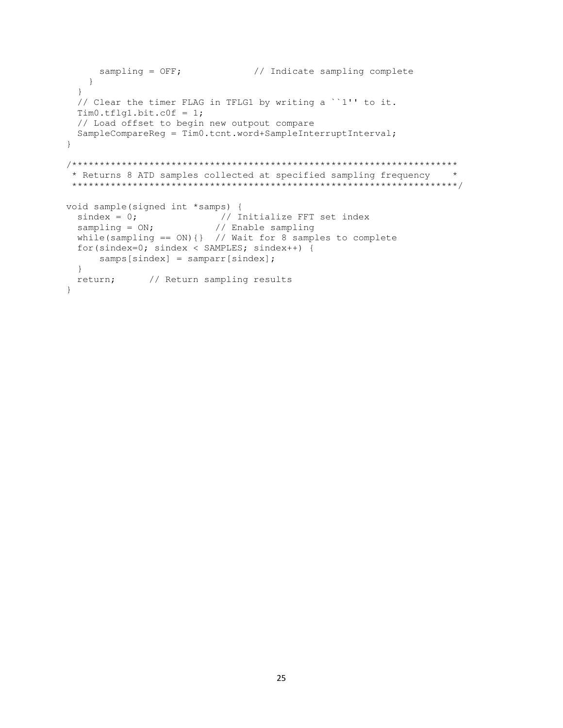```
      sampling = OFF;              // Indicate sampling complete
    }
  }
  // Clear the timer FLAG in TFLG1 by writing a ``1'' to it.
  Tim0.tflg1.bit.c0f = 1;
  // Load offset to begin new outpout compare
  SampleCompareReg = Tim0.tcnt.word+SampleInterruptInterval;
}

/*********************************************************************
 * Returns 8 ATD samples collected at specified sampling frequency    *
 ********************************************************************/

void sample(signed int *samps) {
  sindex = 0;                // Initialize FFT set index
  sampling = ON;            // Enable sampling
  while(sampling == ON){}  // Wait for 8 samples to complete
  for(sindex=0; sindex < SAMPLES; sindex++) {
      samps[sindex] = samparr[sindex];
  }
  return;      // Return sampling results
}
```